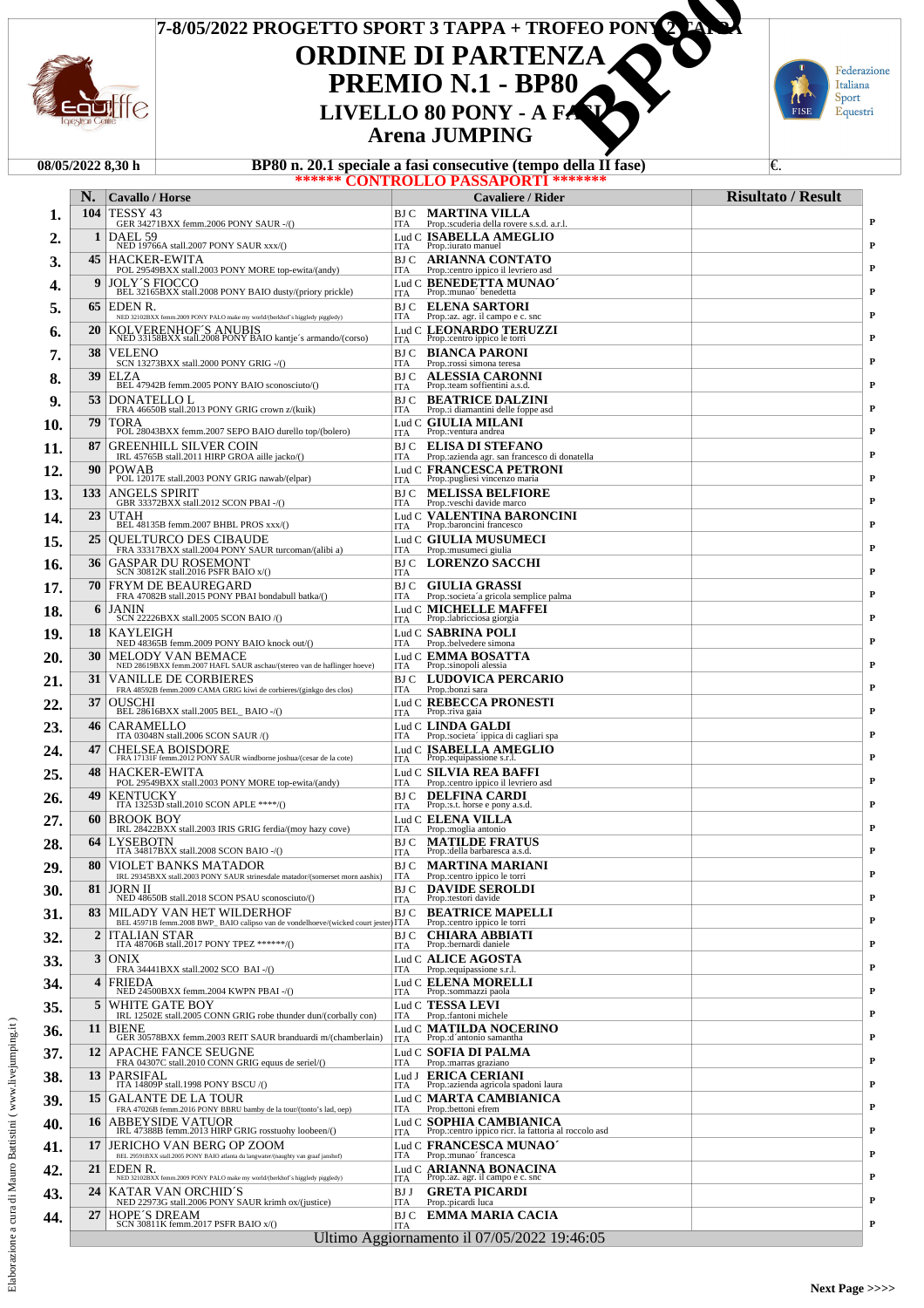# 7-8/05/2022 PROGETTO SPORT 3 TAPPA + TROFEO PONY 2 TAPPA

# ORDINE DI PARTENZA

## PREMIO N.1 - BP80

### LIVELLO 80 PONY - A FASI

### Arena JUMPING

BP80

Equiffe Equestrian Centre

Federazione Italiana Sport Equestri — FISE

**08/05/2022 8,30 h** — **BP80 n. 20.1 speciale a fasi consecutive (tempo della II fase)** — €.

****** CONTROLLO PASSAPORTI *******

| | N. | Cavallo / Horse | Cavaliere / Rider | Risultato / Result | |
|---|---|---|---|---|---|
| 1. | 104 | TESSY 43<br>GER 34271BXX femm.2006 PONY SAUR -/() | BJ C ITA **MARTINA VILLA**<br>Prop.:scuderia della rovere s.s.d. a.r.l. | | P |
| 2. | 1 | DAEL 59<br>NED 19766A stall.2007 PONY SAUR xxx/() | Lud C ITA **ISABELLA AMEGLIO**<br>Prop.:iurato manuel | | P |
| 3. | 45 | HACKER-EWITA<br>POL 29549BXX stall.2003 PONY MORE top-ewita/(andy) | BJ C ITA **ARIANNA CONTATO**<br>Prop.:centro ippico il levriero asd | | P |
| 4. | 9 | JOLY´S FIOCCO<br>BEL 32165BXX stall.2008 PONY BAIO dusty/(priory prickle) | Lud C ITA **BENEDETTA MUNAO´**<br>Prop.:munao´ benedetta | | P |
| 5. | 65 | EDEN R.<br>NED 32102BXX femm.2009 PONY PALO make my world/(berkhof's biggledy piggledy) | BJ C ITA **ELENA SARTORI**<br>Prop.:az. agr. il campo e c. snc | | P |
| 6. | 20 | KOLVERENHOF´S ANUBIS<br>NED 33158BXX stall.2008 PONY BAIO kantje´s armando/(corso) | Lud C ITA **LEONARDO TERUZZI**<br>Prop.:centro ippico le torri | | P |
| 7. | 38 | VELENO<br>SCN 13273BXX stall.2000 PONY GRIG -/() | BJ C ITA **BIANCA PARONI**<br>Prop.:rossi simona teresa | | P |
| 8. | 39 | ELZA<br>BEL 47942B femm.2005 PONY BAIO sconosciuto/() | BJ C ITA **ALESSIA CARONNI**<br>Prop.:team soffientini a.s.d. | | P |
| 9. | 53 | DONATELLO L<br>FRA 46650B stall.2013 PONY GRIG crown z/(kuik) | BJ C ITA **BEATRICE DALZINI**<br>Prop.:i diamantini delle foppe asd | | P |
| 10. | 79 | TORA<br>POL 28043BXX femm.2007 SEPO BAIO durello top/(bolero) | Lud C ITA **GIULIA MILANI**<br>Prop.:ventura andrea | | P |
| 11. | 87 | GREENHILL SILVER COIN<br>IRL 45765B stall.2011 HIRP GROA aille jacko/() | BJ C ITA **ELISA DI STEFANO**<br>Prop.:azienda agr. san francesco di donatella | | P |
| 12. | 90 | POWAB<br>POL 12017E stall.2003 PONY GRIG nawab/(elpar) | Lud C ITA **FRANCESCA PETRONI**<br>Prop.:pugliesi vincenzo maria | | P |
| 13. | 133 | ANGELS SPIRIT<br>GBR 33372BXX stall.2012 SCON PBAI -/() | BJ C ITA **MELISSA BELFIORE**<br>Prop.:veschi davide marco | | P |
| 14. | 23 | UTAH<br>BEL 48135B femm.2007 BHBL PROS xxx/() | Lud C ITA **VALENTINA BARONCINI**<br>Prop.:baroncini francesco | | P |
| 15. | 25 | QUELTURCO DES CIBAUDE<br>FRA 33317BXX stall.2004 PONY SAUR turcoman/(alibi a) | Lud C ITA **GIULIA MUSUMECI**<br>Prop.:musumeci giulia | | P |
| 16. | 36 | GASPAR DU ROSEMONT<br>SCN 30812K stall.2016 PSFR BAIO x/() | BJ C ITA **LORENZO SACCHI** | | P |
| 17. | 70 | FRYM DE BEAUREGARD<br>FRA 47082B stall.2015 PONY PBAI bondabull batka/() | BJ C ITA **GIULIA GRASSI**<br>Prop.:societa´a gricola semplice palma | | P |
| 18. | 6 | JANIN<br>SCN 22226BXX stall.2005 SCON BAIO /() | Lud C ITA **MICHELLE MAFFEI**<br>Prop.:labricciosa giorgia | | P |
| 19. | 18 | KAYLEIGH<br>NED 48365B femm.2009 PONY BAIO knock out/() | Lud C ITA **SABRINA POLI**<br>Prop.:belvedere simona | | P |
| 20. | 30 | MELODY VAN BEMACE<br>NED 28619BXX femm.2007 HAFL SAUR aschau/(stereo van de haflinger hoeve) | Lud C ITA **EMMA BOSATTA**<br>Prop.:sinopoli alessia | | P |
| 21. | 31 | VANILLE DE CORBIERES<br>FRA 48592B femm.2009 CAMA GRIG kiwi de corbieres/(ginkgo des clos) | BJ C ITA **LUDOVICA PERCARIO**<br>Prop.:bonzi sara | | P |
| 22. | 37 | OUSCHI<br>BEL 28616BXX stall.2005 BEL_ BAIO -/() | Lud C ITA **REBECCA PRONESTI**<br>Prop.:riva gaia | | P |
| 23. | 46 | CARAMELLO<br>ITA 03048N stall.2006 SCON SAUR /() | Lud C ITA **LINDA GALDI**<br>Prop.:societa´ ippica di cagliari spa | | P |
| 24. | 47 | CHELSEA BOISDORE<br>FRA 17131F femm.2012 PONY SAUR windborne joshua/(cesar de la cote) | Lud C ITA **ISABELLA AMEGLIO**<br>Prop.:equipassione s.r.l. | | P |
| 25. | 48 | HACKER-EWITA<br>POL 29549BXX stall.2003 PONY MORE top-ewita/(andy) | Lud C ITA **SILVIA REA BAFFI**<br>Prop.:centro ippico il levriero asd | | P |
| 26. | 49 | KENTUCKY<br>ITA 13253D stall.2010 SCON APLE ****/() | BJ C ITA **DELFINA CARDI**<br>Prop.:s.t. horse e pony a.s.d. | | P |
| 27. | 60 | BROOK BOY<br>IRL 28422BXX stall.2003 IRIS GRIG ferdia/(moy hazy cove) | Lud C ITA **ELENA VILLA**<br>Prop.:moglia antonio | | P |
| 28. | 64 | LYSEBOTN<br>ITA 34817BXX stall.2008 SCON BAIO -/() | BJ C ITA **MATILDE FRATUS**<br>Prop.:della barbaresca a.s.d. | | P |
| 29. | 80 | VIOLET BANKS MATADOR<br>IRL 29345BXX stall.2003 PONY SAUR strinesdale matador/(somerset morn aashix) | BJ C ITA **MARTINA MARIANI**<br>Prop.:centro ippico le torri | | P |
| 30. | 81 | JORN II<br>NED 48650B stall.2018 SCON PSAU sconosciuto/() | BJ C ITA **DAVIDE SEROLDI**<br>Prop.:testori davide | | P |
| 31. | 83 | MILADY VAN HET WILDERHOF<br>BEL 45971B femm.2008 BWP_ BAIO calipso van de vondelhoeve/(wicked court jester) | BJ C ITA **BEATRICE MAPELLI**<br>Prop.:centro ippico le torri | | P |
| 32. | 2 | ITALIAN STAR<br>ITA 48706B stall.2017 PONY TPEZ ******/() | BJ C ITA **CHIARA ABBIATI**<br>Prop.:bernardi daniele | | P |
| 33. | 3 | ONIX<br>FRA 34441BXX stall.2002 SCO_ BAI -/() | Lud C ITA **ALICE AGOSTA**<br>Prop.:equipassione s.r.l. | | P |
| 34. | 4 | FRIEDA<br>NED 24500BXX femm.2004 KWPN PBAI -/() | Lud C ITA **ELENA MORELLI**<br>Prop.:sommazzi paola | | P |
| 35. | 5 | WHITE GATE BOY<br>IRL 12502E stall.2005 CONN GRIG robe thunder dun/(corbally con) | Lud C ITA **TESSA LEVI**<br>Prop.:fantoni michele | | P |
| 36. | 11 | BIENE<br>GER 30578BXX femm.2003 REIT SAUR branduardi m/(chamberlain) | Lud C ITA **MATILDA NOCERINO**<br>Prop.:d´antonio samantha | | P |
| 37. | 12 | APACHE FANCE SEUGNE<br>FRA 04307C stall.2010 CONN GRIG equus de seriel/() | Lud C ITA **SOFIA DI PALMA**<br>Prop.:marras graziano | | P |
| 38. | 13 | PARSIFAL<br>ITA 14809P stall.1998 PONY BSCU /() | Lud J ITA **ERICA CERIANI**<br>Prop.:azienda agricola spadoni laura | | P |
| 39. | 15 | GALANTE DE LA TOUR<br>FRA 47026B femm.2016 PONY BBRU bamby de la tour/(tonto's lad, oep) | Lud C ITA **MARTA CAMBIANICA**<br>Prop.:bettoni efrem | | P |
| 40. | 16 | ABBEYSIDE VATUOR<br>IRL 47388B femm.2013 HIRP GRIG rosstuohy loobeen/() | Lud C ITA **SOPHIA CAMBIANICA**<br>Prop.:centro ippico ricr. la fattoria al roccolo asd | | P |
| 41. | 17 | JERICHO VAN BERG OP ZOOM<br>BEL 29591BXX stall.2005 PONY BAIO atlanta du langwater/(naughty van graaf janshof) | Lud C ITA **FRANCESCA MUNAO´**<br>Prop.:munao´ francesca | | P |
| 42. | 21 | EDEN R.<br>NED 32102BXX femm.2009 PONY PALO make my world/(berkhof's biggledy piggledy) | Lud C ITA **ARIANNA BONACINA**<br>Prop.:az. agr. il campo e c. snc | | P |
| 43. | 24 | KATAR VAN ORCHID´S<br>NED 22973G stall.2006 PONY SAUR krimh ox/(justice) | BJ J ITA **GRETA PICARDI**<br>Prop.:picardi luca | | P |
| 44. | 27 | HOPE´S DREAM<br>SCN 30811K femm.2017 PSFR BAIO x/() | BJ C ITA **EMMA MARIA CACIA** | | P |

Ultimo Aggiornamento il 07/05/2022 19:46:05

Elaborazione a cura di Mauro Battistini ( www.livejumping.it )

Next Page >>>>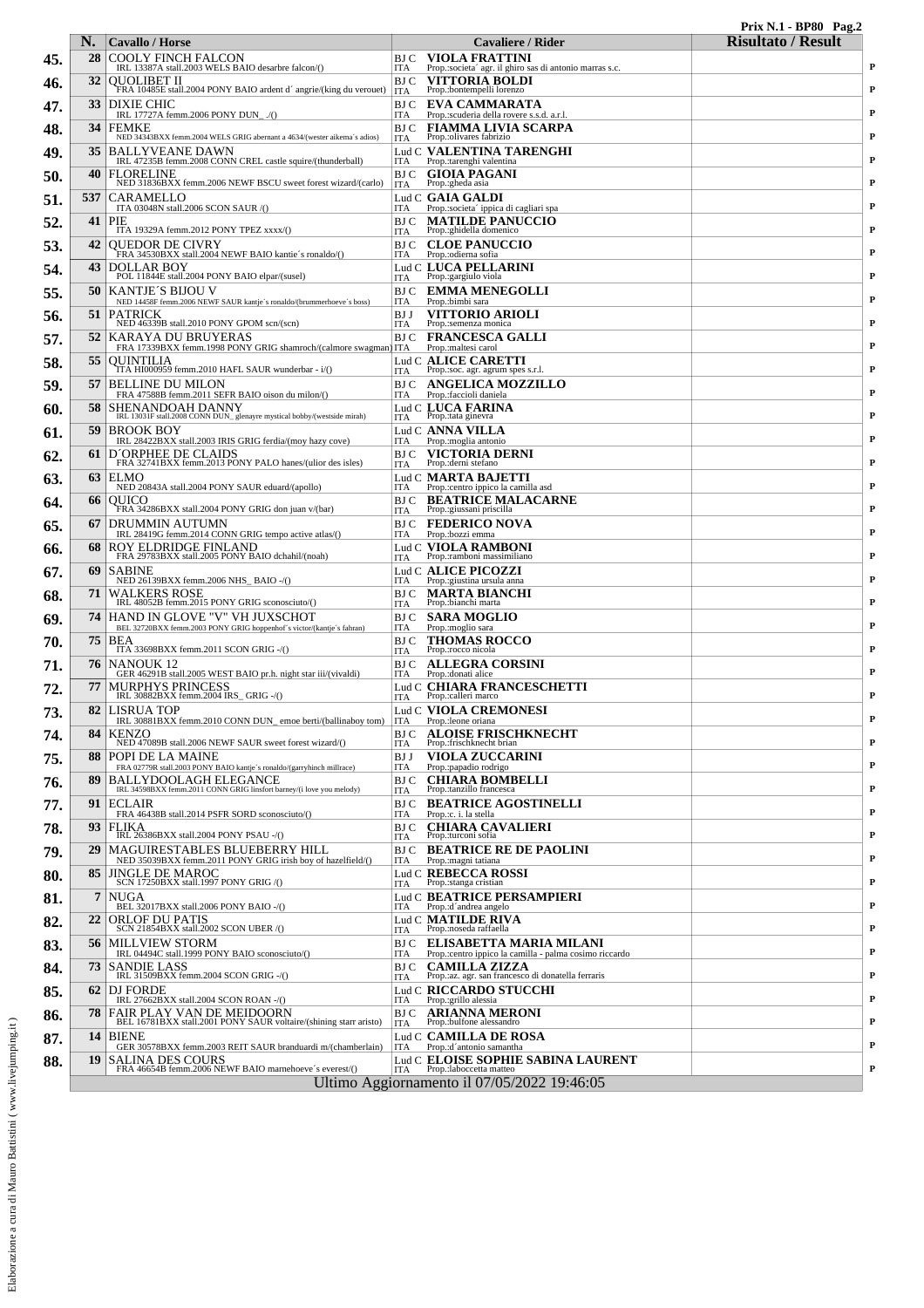Prix N.1 - BP80

| | N. | Cavallo / Horse | Cavaliere / Rider | Risultato / Result | |
|---|---|---|---|---|---|
| 45. | 28 | COOLY FINCH FALCON<br>IRL 13387A stall.2003 WELS BAIO desarbre falcon/() | BJ C **VIOLA FRATTINI**<br>ITA Prop.:societa´ agr. il ghiro sas di antonio marras s.c. | | P |
| 46. | 32 | QUOLIBET II<br>FRA 10485E stall.2004 PONY BAIO ardent d´ angrie/(king du verouet) | BJ C **VITTORIA BOLDI**<br>ITA Prop.:bontempelli lorenzo | | P |
| 47. | 33 | DIXIE CHIC<br>IRL 17727A femm.2006 PONY DUN_ ./() | BJ C **EVA CAMMARATA**<br>ITA Prop.:scuderia della rovere s.s.d. a.r.l. | | P |
| 48. | 34 | FEMKE<br>NED 34343BXX femm.2004 WELS GRIG abernant a 4634/(wester aikema´s adios) | BJ C **FIAMMA LIVIA SCARPA**<br>ITA Prop.:olivares fabrizio | | P |
| 49. | 35 | BALLYVEANE DAWN<br>IRL 47235B femm.2008 CONN CREL castle squire/(thunderball) | Lud C **VALENTINA TARENGHI**<br>ITA Prop.:tarenghi valentina | | P |
| 50. | 40 | FLORELINE<br>NED 31836BXX femm.2006 NEWF BSCU sweet forest wizard/(carlo) | BJ C **GIOIA PAGANI**<br>ITA Prop.:gheda asia | | P |
| 51. | 537 | CARAMELLO<br>ITA 03048N stall.2006 SCON SAUR /() | Lud C **GAIA GALDI**<br>ITA Prop.:societa´ ippica di cagliari spa | | P |
| 52. | 41 | PIE<br>ITA 19329A femm.2012 PONY TPEZ xxxx/() | BJ C **MATILDE PANUCCIO**<br>ITA Prop.:ghidella domenico | | P |
| 53. | 42 | QUEDOR DE CIVRY<br>FRA 34530BXX stall.2004 NEWF BAIO kantie´s ronaldo/() | BJ C **CLOE PANUCCIO**<br>ITA Prop.:odierna sofia | | P |
| 54. | 43 | DOLLAR BOY<br>POL 11844E stall.2004 PONY BAIO elpar/(susel) | Lud C **LUCA PELLARINI**<br>ITA Prop.:gargiulo viola | | P |
| 55. | 50 | KANTJE´S BIJOU V<br>NED 14458F femm.2006 NEWF SAUR kantje´s ronaldo/(brummerhoeve´s boss) | BJ C **EMMA MENEGOLLI**<br>ITA Prop.:bimbi sara | | P |
| 56. | 51 | PATRICK<br>NED 46339B stall.2010 PONY GPOM scn/(scn) | BJ J **VITTORIO ARIOLI**<br>ITA Prop.:semenza monica | | P |
| 57. | 52 | KARAYA DU BRUYERAS<br>FRA 17339BXX femm.1998 PONY GRIG shamroch/(calmore swagman) | BJ C **FRANCESCA GALLI**<br>ITA Prop.:maltesi carol | | P |
| 58. | 55 | QUINTILIA<br>ITA HI000959 femm.2010 HAFL SAUR wunderbar - i/() | Lud C **ALICE CARETTI**<br>ITA Prop.:soc. agr. agrum spes s.r.l. | | P |
| 59. | 57 | BELLINE DU MILON<br>FRA 47588B femm.2011 SEFR BAIO oison du milon/() | BJ C **ANGELICA MOZZILLO**<br>ITA Prop.:faccioli daniela | | P |
| 60. | 58 | SHENANDOAH DANNY<br>IRL 13031F stall.2008 CONN DUN_ glenayre mystical bobby/(westside mirah) | Lud C **LUCA FARINA**<br>ITA Prop.:tata ginevra | | P |
| 61. | 59 | BROOK BOY<br>IRL 28422BXX stall.2003 IRIS GRIG ferdia/(moy hazy cove) | Lud C **ANNA VILLA**<br>ITA Prop.:moglia antonio | | P |
| 62. | 61 | D´ORPHEE DE CLAIDS<br>FRA 32741BXX femm.2013 PONY PALO hanes/(ulior des isles) | BJ C **VICTORIA DERNI**<br>ITA Prop.:derni stefano | | P |
| 63. | 63 | ELMO<br>NED 20843A stall.2004 PONY SAUR eduard/(apollo) | Lud C **MARTA BAJETTI**<br>ITA Prop.:centro ippico la camilla asd | | P |
| 64. | 66 | QUICO<br>FRA 34286BXX stall.2004 PONY GRIG don juan v/(bar) | BJ C **BEATRICE MALACARNE**<br>ITA Prop.:giussani priscilla | | P |
| 65. | 67 | DRUMMIN AUTUMN<br>IRL 28419G femm.2014 CONN GRIG tempo active atlas/() | BJ C **FEDERICO NOVA**<br>ITA Prop.:bozzi emma | | P |
| 66. | 68 | ROY ELDRIDGE FINLAND<br>FRA 29783BXX stall.2005 PONY BAIO dchahil/(noah) | Lud C **VIOLA RAMBONI**<br>ITA Prop.:ramboni massimiliano | | P |
| 67. | 69 | SABINE<br>NED 26139BXX femm.2006 NHS_ BAIO -/() | Lud C **ALICE PICOZZI**<br>ITA Prop.:giustina ursula anna | | P |
| 68. | 71 | WALKERS ROSE<br>IRL 48052B femm.2015 PONY GRIG sconosciuto/() | BJ C **MARTA BIANCHI**<br>ITA Prop.:bianchi marta | | P |
| 69. | 74 | HAND IN GLOVE "V" VH JUXSCHOT<br>BEL 32720BXX femm.2003 PONY GRIG hoppenhof´s victor/(kantje´s fahran) | BJ C **SARA MOGLIO**<br>ITA Prop.:moglio sara | | P |
| 70. | 75 | BEA<br>ITA 33698BXX femm.2011 SCON GRIG -/() | BJ C **THOMAS ROCCO**<br>ITA Prop.:rocco nicola | | P |
| 71. | 76 | NANOUK 12<br>GER 46291B stall.2005 WEST BAIO pr.h. night star iii/(vivaldi) | BJ C **ALLEGRA CORSINI**<br>ITA Prop.:donati alice | | P |
| 72. | 77 | MURPHYS PRINCESS<br>IRL 30882BXX femm.2004 IRS_ GRIG -/() | Lud C **CHIARA FRANCESCHETTI**<br>ITA Prop.:calleri marco | | P |
| 73. | 82 | LISRUA TOP<br>IRL 30881BXX femm.2010 CONN DUN_ emoe berti/(ballinaboy tom) | Lud C **VIOLA CREMONESI**<br>ITA Prop.:leone oriana | | P |
| 74. | 84 | KENZO<br>NED 47089B stall.2006 NEWF SAUR sweet forest wizard/() | BJ C **ALOISE FRISCHKNECHT**<br>ITA Prop.:frischknecht brian | | P |
| 75. | 88 | POPI DE LA MAINE<br>FRA 02779R stall.2003 PONY BAIO kantje´s ronaldo/(garryhinch millrace) | BJ J **VIOLA ZUCCARINI**<br>ITA Prop.:papadio rodrigo | | P |
| 76. | 89 | BALLYDOOLAGH ELEGANCE<br>IRL 34598BXX femm.2011 CONN GRIG linsfort barney/(i love you melody) | BJ C **CHIARA BOMBELLI**<br>ITA Prop.:tanzillo francesca | | P |
| 77. | 91 | ECLAIR<br>FRA 46438B stall.2014 PSFR SORD sconosciuto/() | BJ C **BEATRICE AGOSTINELLI**<br>ITA Prop.:c. i. la stella | | P |
| 78. | 93 | FLIKA<br>IRL 26386BXX stall.2004 PONY PSAU -/() | BJ C **CHIARA CAVALIERI**<br>ITA Prop.:turconi sofia | | P |
| 79. | 29 | MAGUIRESTABLES BLUEBERRY HILL<br>NED 35039BXX femm.2011 PONY GRIG irish boy of hazelfield/() | BJ C **BEATRICE RE DE PAOLINI**<br>ITA Prop.:magni tatiana | | P |
| 80. | 85 | JINGLE DE MAROC<br>SCN 17250BXX stall.1997 PONY GRIG /() | Lud C **REBECCA ROSSI**<br>ITA Prop.:stanga cristian | | P |
| 81. | 7 | NUGA<br>BEL 32017BXX stall.2006 PONY BAIO -/() | Lud C **BEATRICE PERSAMPIERI**<br>ITA Prop.:d´andrea angelo | | P |
| 82. | 22 | ORLOF DU PATIS<br>SCN 21854BXX stall.2002 SCON UBER /() | Lud C **MATILDE RIVA**<br>ITA Prop.:noseda raffaella | | P |
| 83. | 56 | MILLVIEW STORM<br>IRL 04494C stall.1999 PONY BAIO sconosciuto/() | BJ C **ELISABETTA MARIA MILANI**<br>ITA Prop.:centro ippico la camilla - palma cosimo riccardo | | P |
| 84. | 73 | SANDIE LASS<br>IRL 31509BXX femm.2004 SCON GRIG -/() | BJ C **CAMILLA ZIZZA**<br>ITA Prop.:az. agr. san francesco di donatella ferraris | | P |
| 85. | 62 | DJ FORDE<br>IRL 27662BXX stall.2004 SCON ROAN -/() | Lud C **RICCARDO STUCCHI**<br>ITA Prop.:grillo alessia | | P |
| 86. | 78 | FAIR PLAY VAN DE MEIDOORN<br>BEL 16781BXX stall.2001 PONY SAUR voltaire/(shining starr aristo) | BJ C **ARIANNA MERONI**<br>ITA Prop.:bulfone alessandro | | P |
| 87. | 14 | BIENE<br>GER 30578BXX femm.2003 REIT SAUR branduardi m/(chamberlain) | Lud C **CAMILLA DE ROSA**<br>ITA Prop.:d´antonio samantha | | P |
| 88. | 19 | SALINA DES COURS<br>FRA 46654B femm.2006 NEWF BAIO marnehoeve´s everest/() | Lud C **ELOISE SOPHIE SABINA LAURENT**<br>ITA Prop.:laboccetta matteo | | P |

Ultimo Aggiornamento il 07/05/2022 19:46:05

Elaborazione a cura di Mauro Battistini ( www.livejumping.it )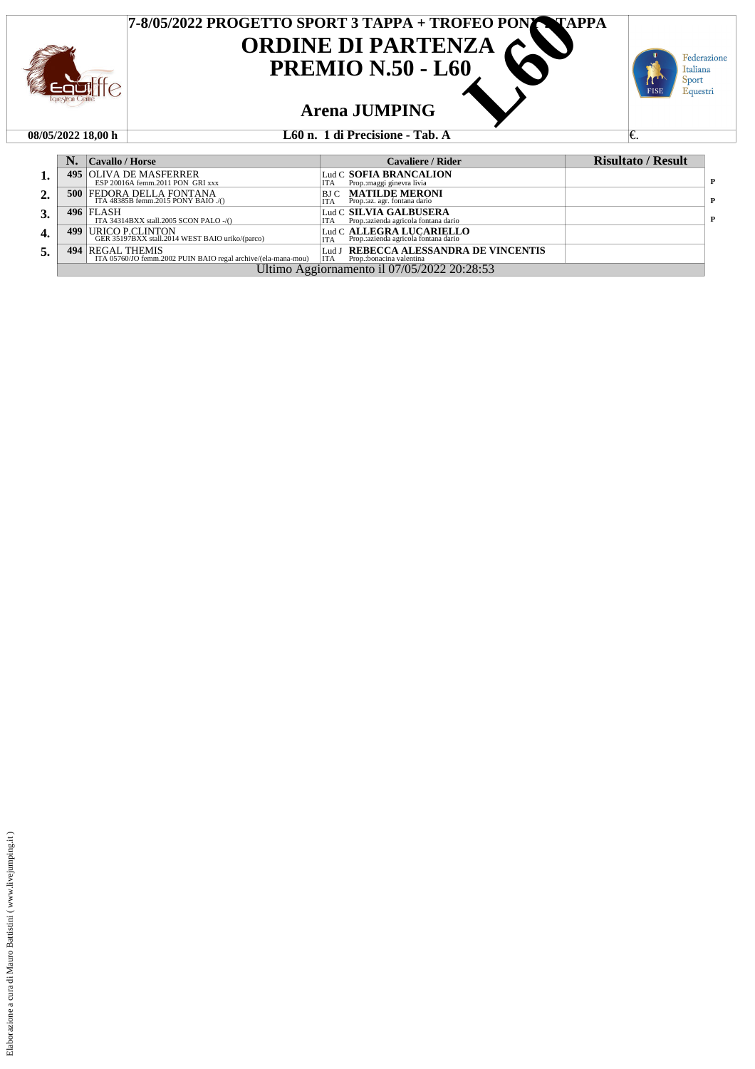# 7-8/05/2022 PROGETTO SPORT 3 TAPPA + TROFEO PONY TAPPA

## ORDINE DI PARTENZA

## PREMIO N.50 - L60

L60

### Arena JUMPING

| 08/05/2022 18,00 h | L60 n. 1 di Precisione - Tab. A | €. |
|---|---|---|

| | N. | Cavallo / Horse | Cavaliere / Rider | Risultato / Result | |
|---|---|---|---|---|---|
| 1. | 495 | OLIVA DE MASFERRER<br>ESP 20016A femm.2011 PON GRI xxx | Lud C **SOFIA BRANCALION**<br>ITA Prop.:maggi ginevra livia | | P |
| 2. | 500 | FEDORA DELLA FONTANA<br>ITA 48385B femm.2015 PONY BAIO ./() | BJ C **MATILDE MERONI**<br>ITA Prop.:az. agr. fontana dario | | P |
| 3. | 496 | FLASH<br>ITA 34314BXX stall.2005 SCON PALO -/() | Lud C **SILVIA GALBUSERA**<br>ITA Prop.:azienda agricola fontana dario | | P |
| 4. | 499 | URICO P.CLINTON<br>GER 35197BXX stall.2014 WEST BAIO uriko/(parco) | Lud C **ALLEGRA LUCARIELLO**<br>ITA Prop.:azienda agricola fontana dario | | |
| 5. | 494 | REGAL THEMIS<br>ITA 05760/JO femm.2002 PUIN BAIO regal archive/(ela-mana-mou) | Lud J **REBECCA ALESSANDRA DE VINCENTIS**<br>ITA Prop.:bonacina valentina | | |

Ultimo Aggiornamento il 07/05/2022 20:28:53

Elaborazione a cura di Mauro Battistini ( www.livejumping.it )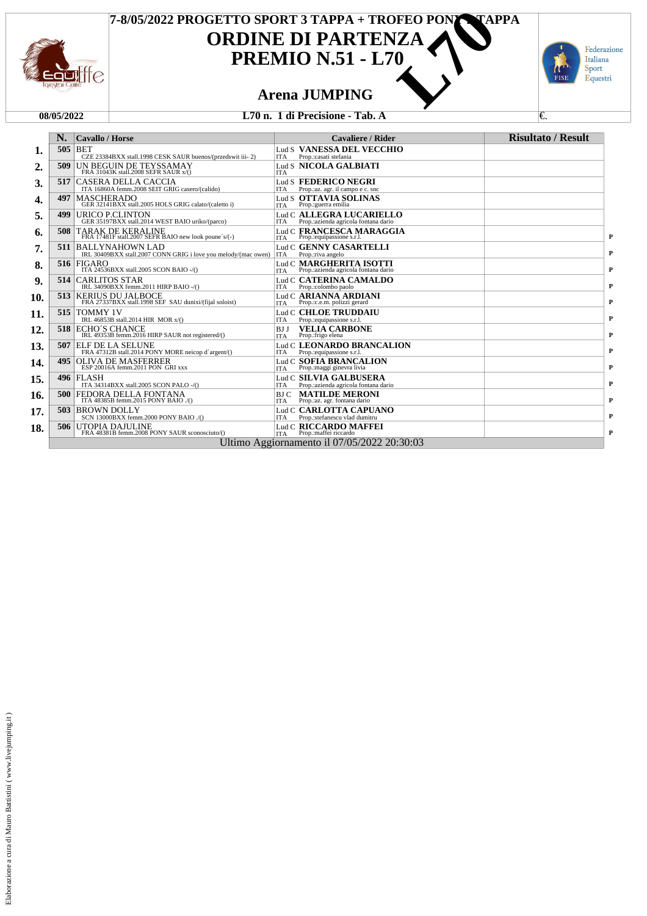# 7-8/05/2022 PROGETTO SPORT 3 TAPPA + TROFEO PONY TAPPA

# ORDINE DI PARTENZA

# PREMIO N.51 - L70

L70

## Arena JUMPING

08/05/2022 | L70 n. 1 di Precisione - Tab. A | €.

| | N. | Cavallo / Horse | Cavaliere / Rider | Risultato / Result | |
|---|---|---|---|---|---|
| 1. | 505 | BET<br>CZE 23384BXX stall.1998 CESK SAUR buenos/(przedswit iii- 2) | Lud S **VANESSA DEL VECCHIO**<br>ITA Prop.:casati stefania | | |
| 2. | 509 | UN BEGUIN DE TEYSSAMAY<br>FRA 31043K stall.2008 SEFR SAUR x/() | Lud S **NICOLA GALBIATI**<br>ITA | | |
| 3. | 517 | CASERA DELLA CACCIA<br>ITA 16860A femm.2008 SEIT GRIG casero/(calido) | Lud S **FEDERICO NEGRI**<br>ITA Prop.:az. agr. il campo e c. snc | | |
| 4. | 497 | MASCHERADO<br>GER 32141BXX stall.2005 HOLS GRIG calato/(caletto i) | Lud S **OTTAVIA SOLINAS**<br>ITA Prop.:guerra emilia | | |
| 5. | 499 | URICO P.CLINTON<br>GER 35197BXX stall.2014 WEST BAIO uriko/(parco) | Lud C **ALLEGRA LUCARIELLO**<br>ITA Prop.:azienda agricola fontana dario | | |
| 6. | 508 | TARAK DE KERALINE<br>FRA 17481F stall.2007 SEFR BAIO new look poune´s/(-) | Lud C **FRANCESCA MARAGGIA**<br>ITA Prop.:equipassione s.r.l. | | P |
| 7. | 511 | BALLYNAHOWN LAD<br>IRL 30409BXX stall.2007 CONN GRIG i love you melody/(mac owen) | Lud C **GENNY CASARTELLI**<br>ITA Prop.:riva angelo | | P |
| 8. | 516 | FIGARO<br>ITA 24536BXX stall.2005 SCON BAIO -/() | Lud C **MARGHERITA ISOTTI**<br>ITA Prop.:azienda agricola fontana dario | | P |
| 9. | 514 | CARLITOS STAR<br>IRL 34090BXX femm.2011 HIRP BAIO -/() | Lud C **CATERINA CAMALDO**<br>ITA Prop.:colombo paolo | | P |
| 10. | 513 | KERIUS DU JALBOCE<br>FRA 27337BXX stall.1998 SEF SAU dunixi/(fijal soloist) | Lud C **ARIANNA ARDIANI**<br>ITA Prop.:c.e.m. polizzi gerard | | P |
| 11. | 515 | TOMMY 1V<br>IRL 46853B stall.2014 HIR MOR x/() | Lud C **CHLOE TRUDDAIU**<br>ITA Prop.:equipassione s.r.l. | | P |
| 12. | 518 | ECHO´S CHANCE<br>IRL 49353B femm.2016 HIRP SAUR not registered/() | BJ J **VELIA CARBONE**<br>ITA Prop.:frigo elena | | P |
| 13. | 507 | ELF DE LA SELUNE<br>FRA 47312B stall.2014 PONY MORE neicop d´argent/() | Lud C **LEONARDO BRANCALION**<br>ITA Prop.:equipassione s.r.l. | | P |
| 14. | 495 | OLIVA DE MASFERRER<br>ESP 20016A femm.2011 PON GRI xxx | Lud C **SOFIA BRANCALION**<br>ITA Prop.:maggi ginevra livia | | P |
| 15. | 496 | FLASH<br>ITA 34314BXX stall.2005 SCON PALO -/() | Lud C **SILVIA GALBUSERA**<br>ITA Prop.:azienda agricola fontana dario | | P |
| 16. | 500 | FEDORA DELLA FONTANA<br>ITA 48385B femm.2015 PONY BAIO ./() | BJ C **MATILDE MERONI**<br>ITA Prop.:az. agr. fontana dario | | P |
| 17. | 503 | BROWN DOLLY<br>SCN 13000BXX femm.2000 PONY BAIO ./() | Lud C **CARLOTTA CAPUANO**<br>ITA Prop.:stefanescu vlad dumitru | | P |
| 18. | 506 | UTOPIA DAJULINE<br>FRA 48381B femm.2008 PONY SAUR sconosciuto/() | Lud C **RICCARDO MAFFEI**<br>ITA Prop.:maffei riccardo | | P |

Ultimo Aggiornamento il 07/05/2022 20:30:03

Elaborazione a cura di Mauro Battistini ( www.livejumping.it )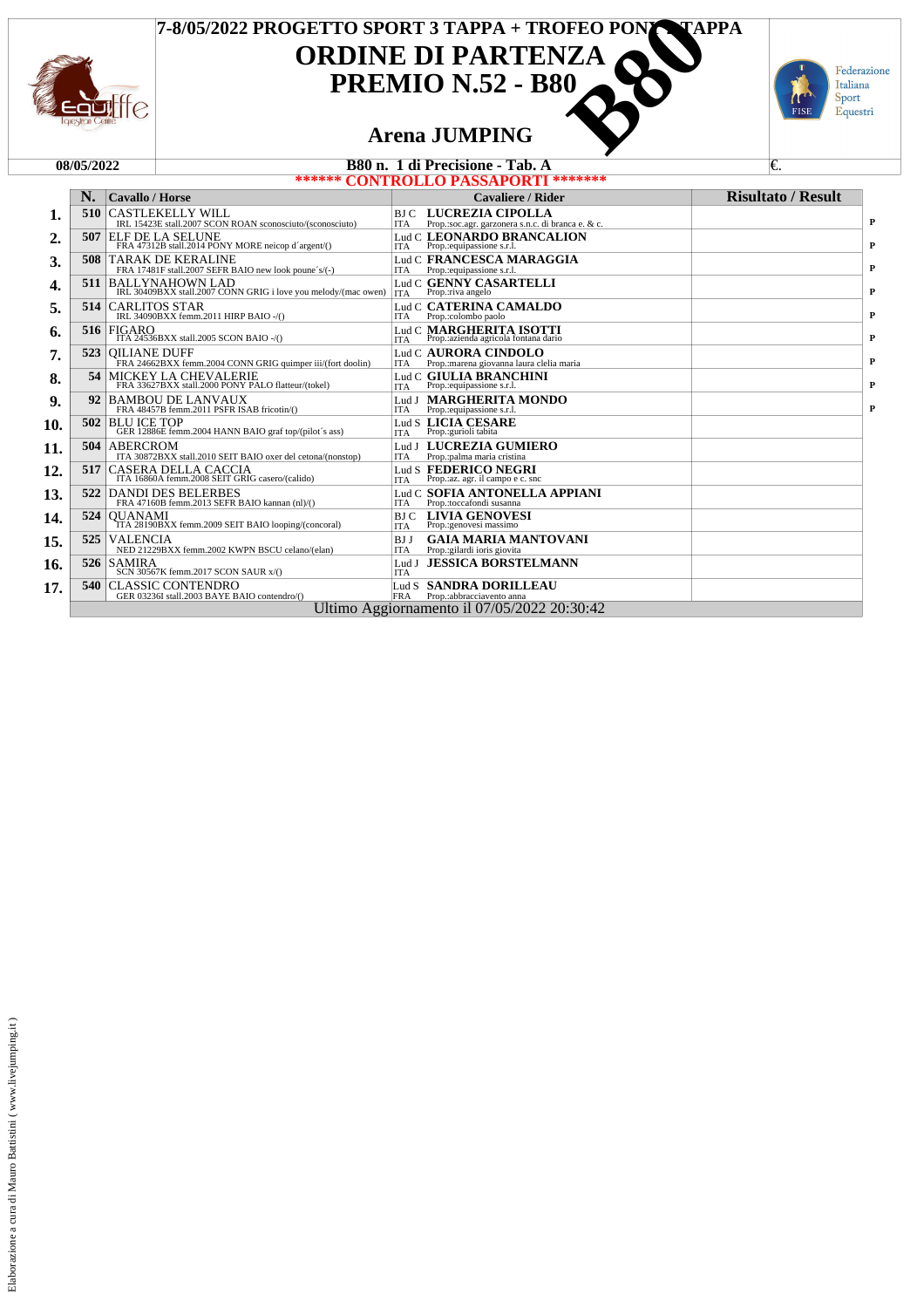# 7-8/05/2022 PROGETTO SPORT 3 TAPPA + TROFEO PONY TAPPA

# ORDINE DI PARTENZA

## PREMIO N.52 - B80

B80

### Arena JUMPING

08/05/2022 | B80 n. 1 di Precisione - Tab. A | €.

****** CONTROLLO PASSAPORTI *******

| | N. | Cavallo / Horse | Cavaliere / Rider | Risultato / Result | |
|---|---|---|---|---|---|
| 1. | 510 | CASTLEKELLY WILL<br>IRL 15423E stall.2007 SCON ROAN sconosciuto/(sconosciuto) | BJ C LUCREZIA CIPOLLA<br>ITA Prop.:soc.agr. garzonera s.n.c. di branca e. & c. | | P |
| 2. | 507 | ELF DE LA SELUNE<br>FRA 47312B stall.2014 PONY MORE neicop d´argent/() | Lud C LEONARDO BRANCALION<br>ITA Prop.:equipassione s.r.l. | | P |
| 3. | 508 | TARAK DE KERALINE<br>FRA 17481F stall.2007 SEFR BAIO new look poune´s/(-) | Lud C FRANCESCA MARAGGIA<br>ITA Prop.:equipassione s.r.l. | | P |
| 4. | 511 | BALLYNAHOWN LAD<br>IRL 30409BXX stall.2007 CONN GRIG i love you melody/(mac owen) | Lud C GENNY CASARTELLI<br>ITA Prop.:riva angelo | | P |
| 5. | 514 | CARLITOS STAR<br>IRL 34090BXX femm.2011 HIRP BAIO -/() | Lud C CATERINA CAMALDO<br>ITA Prop.:colombo paolo | | P |
| 6. | 516 | FIGARO<br>ITA 24536BXX stall.2005 SCON BAIO -/() | Lud C MARGHERITA ISOTTI<br>ITA Prop.:azienda agricola fontana dario | | P |
| 7. | 523 | QILIANE DUFF<br>FRA 24662BXX femm.2004 CONN GRIG quimper iii/(fort doolin) | Lud C AURORA CINDOLO<br>ITA Prop.:marena giovanna laura clelia maria | | P |
| 8. | 54 | MICKEY LA CHEVALERIE<br>FRA 33627BXX stall.2000 PONY PALO flatteur/(tokel) | Lud C GIULIA BRANCHINI<br>ITA Prop.:equipassione s.r.l. | | P |
| 9. | 92 | BAMBOU DE LANVAUX<br>FRA 48457B femm.2011 PSFR ISAB fricotin/() | Lud J MARGHERITA MONDO<br>ITA Prop.:equipassione s.r.l. | | P |
| 10. | 502 | BLU ICE TOP<br>GER 12886E femm.2004 HANN BAIO graf top/(pilot´s ass) | Lud S LICIA CESARE<br>ITA Prop.:gurioli tabita | | |
| 11. | 504 | ABERCROM<br>ITA 30872BXX stall.2010 SEIT BAIO oxer del cetona/(nonstop) | Lud J LUCREZIA GUMIERO<br>ITA Prop.:palma maria cristina | | |
| 12. | 517 | CASERA DELLA CACCIA<br>ITA 16860A femm.2008 SEIT GRIG casero/(calido) | Lud S FEDERICO NEGRI<br>ITA Prop.:az. agr. il campo e c. snc | | |
| 13. | 522 | DANDI DES BELERBES<br>FRA 47160B femm.2013 SEFR BAIO kannan (nl)/() | Lud C SOFIA ANTONELLA APPIANI<br>ITA Prop.:toccafondi susanna | | |
| 14. | 524 | QUANAMI<br>ITA 28190BXX femm.2009 SEIT BAIO looping/(concoral) | BJ C LIVIA GENOVESI<br>ITA Prop.:genovesi massimo | | |
| 15. | 525 | VALENCIA<br>NED 21229BXX femm.2002 KWPN BSCU celano/(elan) | BJ J GAIA MARIA MANTOVANI<br>ITA Prop.:gilardi ioris giovita | | |
| 16. | 526 | SAMIRA<br>SCN 30567K femm.2017 SCON SAUR x/() | Lud J JESSICA BORSTELMANN<br>ITA | | |
| 17. | 540 | CLASSIC CONTENDRO<br>GER 03236I stall.2003 BAYE BAIO contendro/() | Lud S SANDRA DORILLEAU<br>FRA Prop.:abbracciavento anna | | |

Ultimo Aggiornamento il 07/05/2022 20:30:42

Elaborazione a cura di Mauro Battistini ( www.livejumping.it )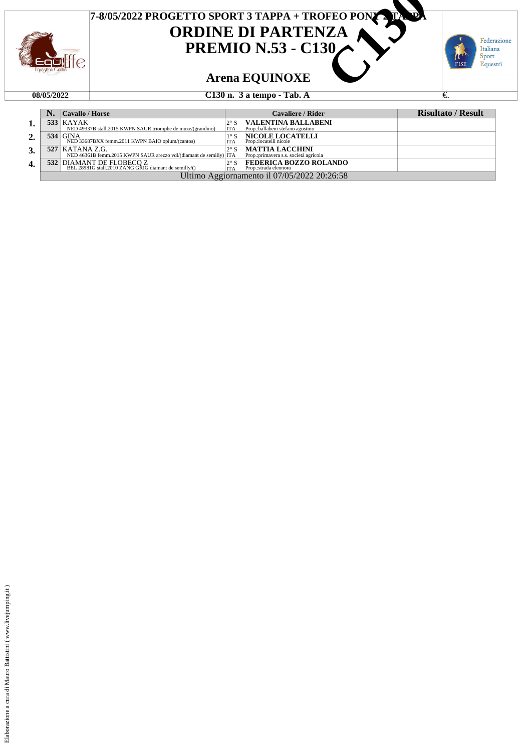# 7-8/05/2022 PROGETTO SPORT 3 TAPPA + TROFEO PONY 2 TAPPA

# ORDINE DI PARTENZA

## PREMIO N.53 - C130

## Arena EQUINOXE

**08/05/2022** | **C130 n. 3 a tempo - Tab. A** | €.

| | N. | Cavallo / Horse | | Cavaliere / Rider | Risultato / Result |
|---|---|---|---|---|---|
| 1. | 533 | KAYAK<br>NED 49337B stall.2015 KWPN SAUR triomphe de muze/(grandino) | 2° S<br>ITA | **VALENTINA BALLABENI**<br>Prop.:ballabeni stefano agostino | |
| 2. | 534 | GINA<br>NED 33687BXX femm.2011 KWPN BAIO opium/(cantos) | 1° S<br>ITA | **NICOLE LOCATELLI**<br>Prop.:locatelli nicole | |
| 3. | 527 | KATANA Z.G.<br>NED 46361B femm.2015 KWPN SAUR arezzo vdl/(diamant de semilly) | 2° S<br>ITA | **MATTIA LACCHINI**<br>Prop.:primavera s.s. società agricola | |
| 4. | 532 | DIAMANT DE FLOBECQ Z<br>BEL 28981G stall.2010 ZANG GRIG diamant de semilly/() | 2° S<br>ITA | **FEDERICA BOZZO ROLANDO**<br>Prop.:strada eleonora | |

Ultimo Aggiornamento il 07/05/2022 20:26:58

Elaborazione a cura di Mauro Battistini ( www.livejumping.it )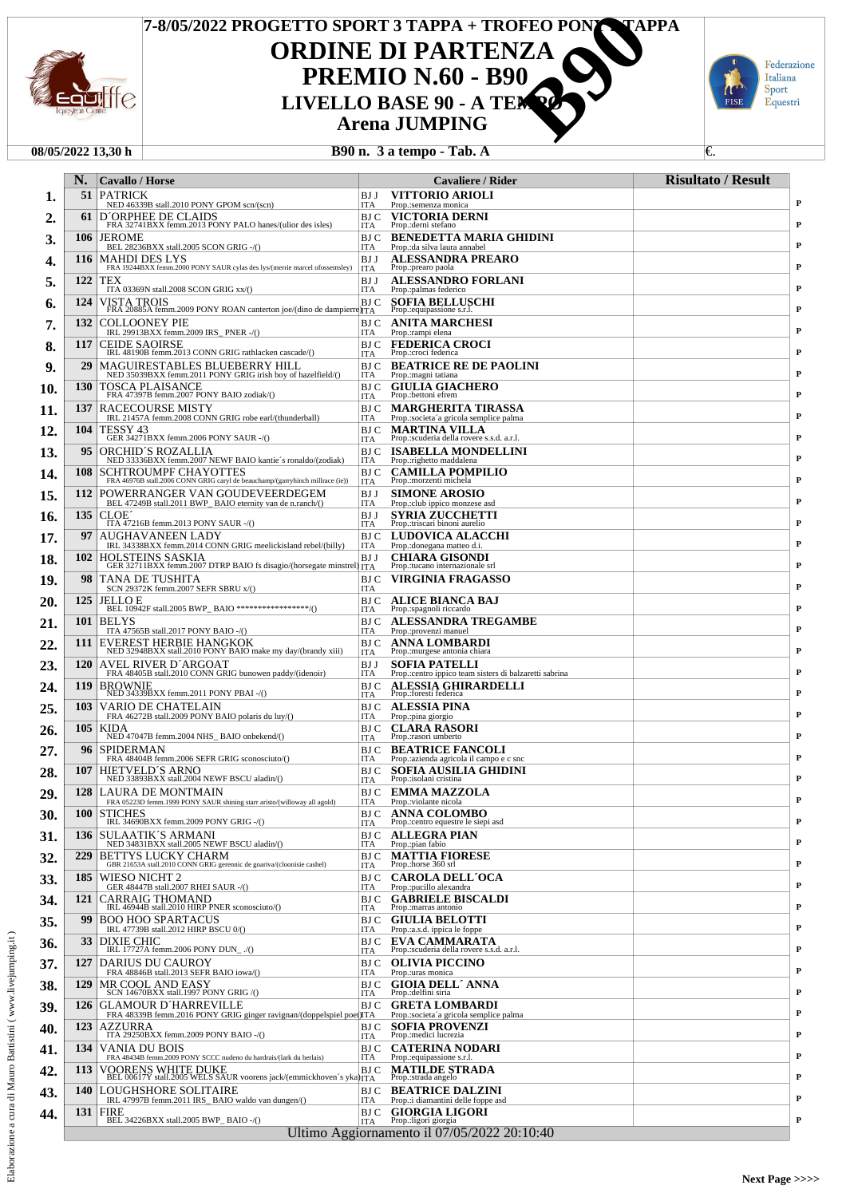# 7-8/05/2022 PROGETTO SPORT 3 TAPPA + TROFEO PONY 3 TAPPA

# ORDINE DI PARTENZA

# PREMIO N.60 - B90

## LIVELLO BASE 90 - A TEMPO

## Arena JUMPING

**08/05/2022 13,30 h** | **B90 n. 3 a tempo - Tab. A** | €.

| | N. | Cavallo / Horse | | Cavaliere / Rider | Risultato / Result | |
|---|---|---|---|---|---|---|
| 1. | 51 | PATRICK<br>NED 46339B stall.2010 PONY GPOM scn/(scn) | BJ J<br>ITA | VITTORIO ARIOLI<br>Prop.:semenza monica | | P |
| 2. | 61 | D´ORPHEE DE CLAIDS<br>FRA 32741BXX femm.2013 PONY PALO hanes/(ulior des isles) | BJ C<br>ITA | VICTORIA DERNI<br>Prop.:derni stefano | | P |
| 3. | 106 | JEROME<br>BEL 28236BXX stall.2005 SCON GRIG -/() | BJ C<br>ITA | BENEDETTA MARIA GHIDINI<br>Prop.:da silva laura annabel | | P |
| 4. | 116 | MAHDI DES LYS<br>FRA 19244BXX femm.2000 PONY SAUR cylas des lys/(merrie marcel ofossemsley) | BJ J<br>ITA | ALESSANDRA PREARO<br>Prop.:prearo paola | | P |
| 5. | 122 | TEX<br>ITA 03369N stall.2008 SCON GRIG xx/() | BJ J<br>ITA | ALESSANDRO FORLANI<br>Prop.:palmas federico | | P |
| 6. | 124 | VISTA TROIS<br>FRA 20885A femm.2009 PONY ROAN canterton joe/(dino de dampierre) | BJ C<br>ITA | SOFIA BELLUSCHI<br>Prop.:equipassione s.r.l. | | P |
| 7. | 132 | COLLOONEY PIE<br>IRL 29913BXX femm.2009 IRS_ PNER -/() | BJ C<br>ITA | ANITA MARCHESI<br>Prop.:rampi elena | | P |
| 8. | 117 | CEIDE SAOIRSE<br>IRL 48190B femm.2013 CONN GRIG rathlacken cascade/() | BJ C<br>ITA | FEDERICA CROCI<br>Prop.:croci federica | | P |
| 9. | 29 | MAGUIRESTABLES BLUEBERRY HILL<br>NED 35039BXX femm.2011 PONY GRIG irish boy of hazelfield/() | BJ C<br>ITA | BEATRICE RE DE PAOLINI<br>Prop.:magni tatiana | | P |
| 10. | 130 | TOSCA PLAISANCE<br>FRA 47397B femm.2007 PONY BAIO zodiak/() | BJ C<br>ITA | GIULIA GIACHERO<br>Prop.:bettoni efrem | | P |
| 11. | 137 | RACECOURSE MISTY<br>IRL 21457A femm.2008 CONN GRIG robe earl/(thunderball) | BJ C<br>ITA | MARGHERITA TIRASSA<br>Prop.:societa´a gricola semplice palma | | P |
| 12. | 104 | TESSY 43<br>GER 34271BXX femm.2006 PONY SAUR -/() | BJ C<br>ITA | MARTINA VILLA<br>Prop.:scuderia della rovere s.s.d. a.r.l. | | P |
| 13. | 95 | ORCHID´S ROZALLIA<br>NED 33336BXX femm.2007 NEWF BAIO kantie´s ronaldo/(zodiak) | BJ C<br>ITA | ISABELLA MONDELLINI<br>Prop.:righetto maddalena | | P |
| 14. | 108 | SCHTROUMPF CHAYOTTES<br>FRA 46976B stall.2006 CONN GRIG caryl de beauchamp/(garryhinch millrace (ie)) | BJ C<br>ITA | CAMILLA POMPILIO<br>Prop.:morzenti michela | | P |
| 15. | 112 | POWERRANGER VAN GOUDEVEERDEGEM<br>BEL 47249B stall.2011 BWP_ BAIO eternity van de n.ranch/() | BJ J<br>ITA | SIMONE AROSIO<br>Prop.:club ippico monzese asd | | P |
| 16. | 135 | CLOE´<br>ITA 47216B femm.2013 PONY SAUR -/() | BJ J<br>ITA | SYRIA ZUCCHETTI<br>Prop.:triscari binoni aurelio | | P |
| 17. | 97 | AUGHAVANEEN LADY<br>IRL 34338BXX femm.2014 CONN GRIG meelickisland rebel/(billy) | BJ C<br>ITA | LUDOVICA ALACCHI<br>Prop.:donegana matteo d.i. | | P |
| 18. | 102 | HOLSTEINS SASKIA<br>GER 32711BXX femm.2007 DTRP BAIO fs disagio/(horsegate minstrel) | BJ J<br>ITA | CHIARA GISONDI<br>Prop.:tucano internazionale srl | | P |
| 19. | 98 | TANA DE TUSHITA<br>SCN 29372K femm.2007 SEFR SBRU x/() | BJ C<br>ITA | VIRGINIA FRAGASSO | | P |
| 20. | 125 | JELLO E<br>BEL 10942F stall.2005 BWP_ BAIO *****************/() | BJ C<br>ITA | ALICE BIANCA BAJ<br>Prop.:spagnoli riccardo | | P |
| 21. | 101 | BELYS<br>ITA 47565B stall.2017 PONY BAIO -/() | BJ C<br>ITA | ALESSANDRA TREGAMBE<br>Prop.:provenzi manuel | | P |
| 22. | 111 | EVEREST HERBIE HANGKOK<br>NED 32948BXX stall.2010 PONY BAIO make my day/(brandy xiii) | BJ C<br>ITA | ANNA LOMBARDI<br>Prop.:murgese antonia chiara | | P |
| 23. | 120 | AVEL RIVER D´ARGOAT<br>FRA 48405B stall.2010 CONN GRIG bunowen paddy/(idenoir) | BJ J<br>ITA | SOFIA PATELLI<br>Prop.:centro ippico team sisters di balzaretti sabrina | | P |
| 24. | 119 | BROWNIE<br>NED 34339BXX femm.2011 PONY PBAI -/() | BJ C<br>ITA | ALESSIA GHIRARDELLI<br>Prop.:foresti federica | | P |
| 25. | 103 | VARIO DE CHATELAIN<br>FRA 46272B stall.2009 PONY BAIO polaris du luy/() | BJ C<br>ITA | ALESSIA PINA<br>Prop.:pina giorgio | | P |
| 26. | 105 | KIDA<br>NED 47047B femm.2004 NHS_ BAIO onbekend/() | BJ C<br>ITA | CLARA RASORI<br>Prop.:rasori umberto | | P |
| 27. | 96 | SPIDERMAN<br>FRA 48404B femm.2006 SEFR GRIG sconosciuto/() | BJ C<br>ITA | BEATRICE FANCOLI<br>Prop.:azienda agricola il campo e c snc | | P |
| 28. | 107 | HIETVELD´S ARNO<br>NED 33893BXX stall.2004 NEWF BSCU aladin/() | BJ C<br>ITA | SOFIA AUSILIA GHIDINI<br>Prop.:isolani cristina | | P |
| 29. | 128 | LAURA DE MONTMAIN<br>FRA 05223D femm.1999 PONY SAUR shining starr aristo/(willoway all agold) | BJ C<br>ITA | EMMA MAZZOLA<br>Prop.:violante nicola | | P |
| 30. | 100 | STICHES<br>IRL 34690BXX femm.2009 PONY GRIG -/() | BJ C<br>ITA | ANNA COLOMBO<br>Prop.:centro equestre le siepi asd | | P |
| 31. | 136 | SULAATIK´S ARMANI<br>NED 34831BXX stall.2005 NEWF BSCU aladin/() | BJ C<br>ITA | ALLEGRA PIAN<br>Prop.:pian fabio | | P |
| 32. | 229 | BETTYS LUCKY CHARM<br>GBR 21653A stall.2010 CONN GRIG gerennic de goariva/(cloonisie cashel) | BJ C<br>ITA | MATTIA FIORESE<br>Prop.:horse 360 srl | | P |
| 33. | 185 | WIESO NICHT 2<br>GER 48447B stall.2007 RHEI SAUR -/() | BJ C<br>ITA | CAROLA DELL´OCA<br>Prop.:pucillo alexandra | | P |
| 34. | 121 | CARRAIG THOMAND<br>IRL 46944B stall.2010 HIRP PNER sconosciuto/() | BJ C<br>ITA | GABRIELE BISCALDI<br>Prop.:marras antonio | | P |
| 35. | 99 | BOO HOO SPARTACUS<br>IRL 47739B stall.2012 HIRP BSCU 0/() | BJ C<br>ITA | GIULIA BELOTTI<br>Prop.:a.s.d. ippica le foppe | | P |
| 36. | 33 | DIXIE CHIC<br>IRL 17727A femm.2006 PONY DUN_ ./() | BJ C<br>ITA | EVA CAMMARATA<br>Prop.:scuderia della rovere s.s.d. a.r.l. | | P |
| 37. | 127 | DARIUS DU CAUROY<br>FRA 48846B stall.2013 SEFR BAIO iowa/() | BJ C<br>ITA | OLIVIA PICCINO<br>Prop.:uras monica | | P |
| 38. | 129 | MR COOL AND EASY<br>SCN 14670BXX stall.1997 PONY GRIG /() | BJ C<br>ITA | GIOIA DELL´ ANNA<br>Prop.:delfini siria | | P |
| 39. | 126 | GLAMOUR D´HARREVILLE<br>FRA 48339B femm.2016 PONY GRIG ginger ravignan/(doppelspiel poet) | BJ C<br>ITA | GRETA LOMBARDI<br>Prop.:societa´a gricola semplice palma | | P |
| 40. | 123 | AZZURRA<br>ITA 29250BXX femm.2009 PONY BAIO -/() | BJ C<br>ITA | SOFIA PROVENZI<br>Prop.:medici lucrezia | | P |
| 41. | 134 | VANIA DU BOIS<br>FRA 48434B femm.2009 PONY SCCC nudeno du hardrais/(lark du berlais) | BJ C<br>ITA | CATERINA NODARI<br>Prop.:equipassione s.r.l. | | P |
| 42. | 113 | VOORENS WHITE DUKE<br>BEL 00617Y stall.2005 WELS SAUR voorens jack/(emmickhoven´s yka) | BJ C<br>ITA | MATILDE STRADA<br>Prop.:strada angelo | | P |
| 43. | 140 | LOUGHSHORE SOLITAIRE<br>IRL 47997B femm.2011 IRS_ BAIO waldo van dungen/() | BJ C<br>ITA | BEATRICE DALZINI<br>Prop.:i diamantini delle foppe asd | | P |
| 44. | 131 | FIRE<br>BEL 34226BXX stall.2005 BWP_ BAIO -/() | BJ C<br>ITA | GIORGIA LIGORI<br>Prop.:ligori giorgia | | P |

Ultimo Aggiornamento il 07/05/2022 20:10:40

Elaborazione a cura di Mauro Battistini ( www.livejumping.it )

**Next Page >>>>**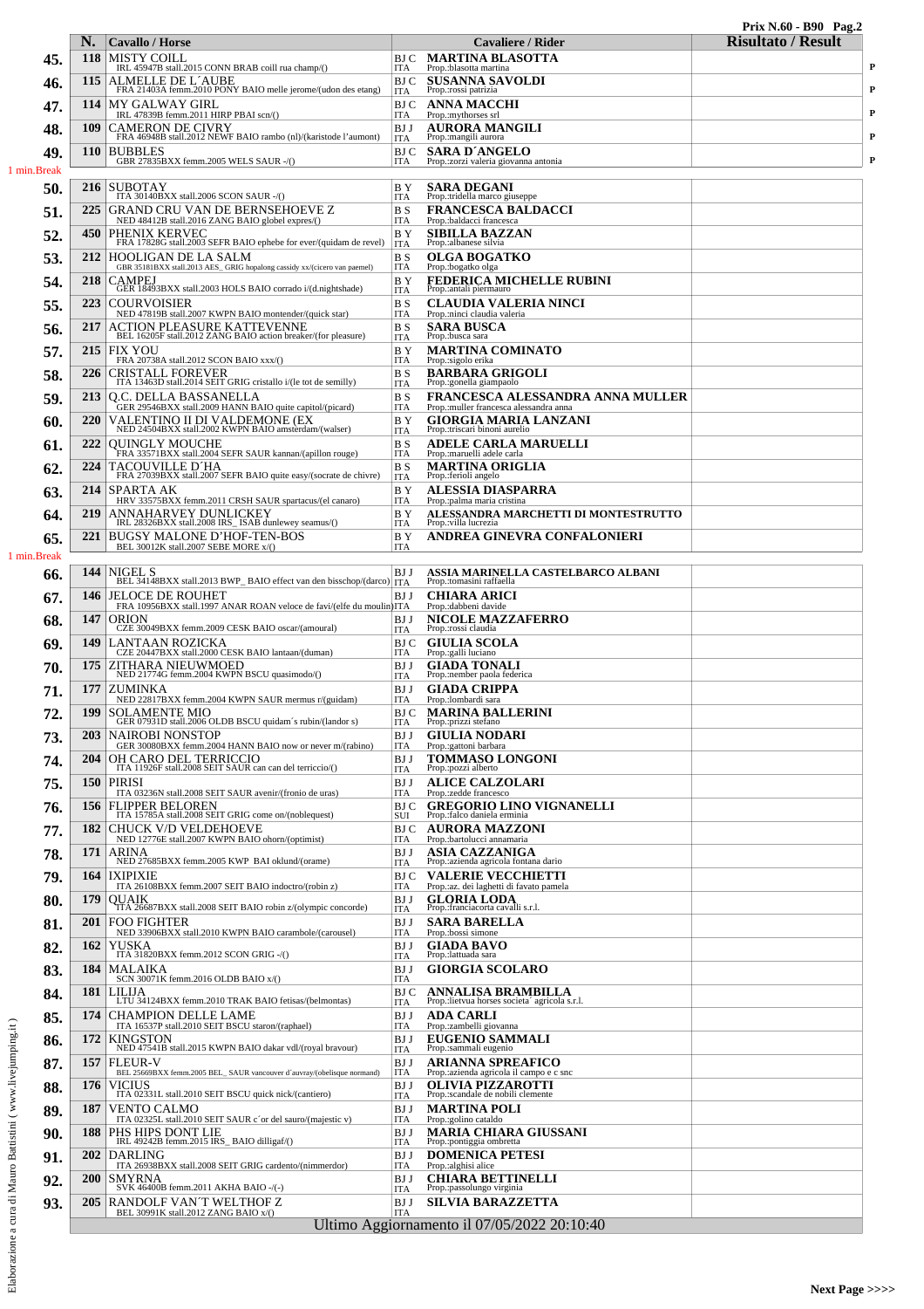Prix N.60 - B90

| | N. | Cavallo / Horse | | Cavaliere / Rider | Risultato / Result | |
|---|---|---|---|---|---|---|
| 45. | 118 | MISTY COILL<br>IRL 45947B stall.2015 CONN BRAB coill rua champ/() | BJ C<br>ITA | MARTINA BLASOTTA<br>Prop.:blasotta martina | | P |
| 46. | 115 | ALMELLE DE L´AUBE<br>FRA 21403A femm.2010 PONY BAIO melle jerome/(udon des etang) | BJ C<br>ITA | SUSANNA SAVOLDI<br>Prop.:rossi patrizia | | P |
| 47. | 114 | MY GALWAY GIRL<br>IRL 47839B femm.2011 HIRP PBAI scn/() | BJ C<br>ITA | ANNA MACCHI<br>Prop.:mythorses srl | | P |
| 48. | 109 | CAMERON DE CIVRY<br>FRA 46948B stall.2012 NEWF BAIO rambo (nl)/(karistode l'aumont) | BJ J<br>ITA | AURORA MANGILI<br>Prop.:mangili aurora | | P |
| 49. | 110 | BUBBLES<br>GBR 27835BXX femm.2005 WELS SAUR -/() | BJ C<br>ITA | SARA D´ANGELO<br>Prop.:zorzi valeria giovanna antonia | | P |
| 1 min.Break | | | | | | |
| 50. | 216 | SUBOTAY<br>ITA 30140BXX stall.2006 SCON SAUR -/() | B Y<br>ITA | SARA DEGANI<br>Prop.:tridella marco giuseppe | | |
| 51. | 225 | GRAND CRU VAN DE BERNSEHOEVE Z<br>NED 48412B stall.2016 ZANG BAIO globel expres/() | B S<br>ITA | FRANCESCA BALDACCI<br>Prop.:baldacci francesca | | |
| 52. | 450 | PHENIX KERVEC<br>FRA 17828G stall.2003 SEFR BAIO ephebe for ever/(quidam de revel) | B Y<br>ITA | SIBILLA BAZZAN<br>Prop.:albanese silvia | | |
| 53. | 212 | HOOLIGAN DE LA SALM<br>GBR 35181BXX stall.2013 AES_ GRIG hopalong cassidy xx/(cicero van paemel) | B S<br>ITA | OLGA BOGATKO<br>Prop.:bogatko olga | | |
| 54. | 218 | CAMPEJ<br>GER 18493BXX stall.2003 HOLS BAIO corrado i/(d.nightshade) | B Y<br>ITA | FEDERICA MICHELE RUBINI<br>Prop.:antali piermauro | | |
| 55. | 223 | COURVOISIER<br>NED 47819B stall.2007 KWPN BAIO montender/(quick star) | B S<br>ITA | CLAUDIA VALERIA NINCI<br>Prop.:ninci claudia valeria | | |
| 56. | 217 | ACTION PLEASURE KATTEVENNE<br>BEL 16205F stall.2012 ZANG BAIO action breaker/(for pleasure) | B S<br>ITA | SARA BUSCA<br>Prop.:busca sara | | |
| 57. | 215 | FIX YOU<br>FRA 20738A stall.2012 SCON BAIO xxx/() | B Y<br>ITA | MARTINA COMINATO<br>Prop.:sigolo erika | | |
| 58. | 226 | CRISTALL FOREVER<br>ITA 13463D stall.2014 SEIT GRIG cristallo i/(le tot de semilly) | B S<br>ITA | BARBARA GRIGOLI<br>Prop.:gonella giampaolo | | |
| 59. | 213 | Q.C. DELLA BASSANELLA<br>GER 29546BXX stall.2009 HANN BAIO quite capitol/(picard) | B S<br>ITA | FRANCESCA ALESSANDRA ANNA MULLER<br>Prop.:muller francesca alessandra anna | | |
| 60. | 220 | VALENTINO II DI VALDEMONE (EX<br>NED 24504BXX stall.2002 KWPN BAIO amsterdam/(walser) | B Y<br>ITA | GIORGIA MARIA LANZANI<br>Prop.:triscari binoni aurelio | | |
| 61. | 222 | QUINGLY MOUCHE<br>FRA 33571BXX stall.2004 SEFR SAUR kannan/(apillon rouge) | B S<br>ITA | ADELE CARLA MARUELLI<br>Prop.:maruelli adele carla | | |
| 62. | 224 | TACOUVILLE D´HA<br>FRA 27039BXX stall.2007 SEFR BAIO quite easy/(socrate de chivre) | B S<br>ITA | MARTINA ORIGLIA<br>Prop.:ferioli angelo | | |
| 63. | 214 | SPARTA AK<br>HRV 33575BXX femm.2011 CRSH SAUR spartacus/(el canaro) | B Y<br>ITA | ALESSIA DIASPARRA<br>Prop.:palma maria cristina | | |
| 64. | 219 | ANNAHARVEY DUNLICKEY<br>IRL 28326BXX stall.2008 IRS_ ISAB dunlewey seamus/() | B Y<br>ITA | ALESSANDRA MARCHETTI DI MONTESTRUTTO<br>Prop.:villa lucrezia | | |
| 65. | 221 | BUGSY MALONE D'HOF-TEN-BOS<br>BEL 30012K stall.2007 SEBE MORE x/() | B Y<br>ITA | ANDREA GINEVRA CONFALONIERI | | |
| 1 min.Break | | | | | | |
| 66. | 144 | NIGEL S<br>BEL 34148BXX stall.2013 BWP_ BAIO effect van den bisschop/(darco) | BJ J<br>ITA | ASSIA MARINELLA CASTELBARCO ALBANI<br>Prop.:tomasini raffaella | | |
| 67. | 146 | JELOCE DE ROUHET<br>FRA 10956BXX stall.1997 ANAR ROAN veloce de favi/(elfe du moulin) | BJ J<br>ITA | CHIARA ARICI<br>Prop.:dabbeni davide | | |
| 68. | 147 | ORION<br>CZE 30049BXX femm.2009 CESK BAIO oscar/(amoural) | BJ J<br>ITA | NICOLE MAZZAFERRO<br>Prop.:rossi claudia | | |
| 69. | 149 | LANTAAN ROZICKA<br>CZE 20447BXX stall.2000 CESK BAIO lantaan/(duman) | BJ C<br>ITA | GIULIA SCOLA<br>Prop.:galli luciano | | |
| 70. | 175 | ZITHARA NIEUWMOED<br>NED 21774G femm.2004 KWPN BSCU quasimodo/() | BJ J<br>ITA | GIADA TONALI<br>Prop.:member paola federica | | |
| 71. | 177 | ZUMINKA<br>NED 22817BXX femm.2004 KWPN SAUR mermus r/(guidam) | BJ J<br>ITA | GIADA CRIPPA<br>Prop.:lombardi sara | | |
| 72. | 199 | SOLAMENTE MIO<br>GER 07931D stall.2006 OLDB BSCU quidam´s rubin/(landor s) | BJ C<br>ITA | MARINA BALLERINI<br>Prop.:prizzi stefano | | |
| 73. | 203 | NAIROBI NONSTOP<br>GER 30080BXX femm.2004 HANN BAIO now or never m/(rabino) | BJ J<br>ITA | GIULIA NODARI<br>Prop.:gattoni barbara | | |
| 74. | 204 | OH CARO DEL TERRICCIO<br>ITA 11926F stall.2008 SEIT SAUR can can del terriccio/() | BJ J<br>ITA | TOMMASO LONGONI<br>Prop.:pozzi alberto | | |
| 75. | 150 | PIRISI<br>ITA 03236N stall.2008 SEIT SAUR avenir/(fronio de uras) | BJ J<br>ITA | ALICE CALZOLARI<br>Prop.:zedde francesco | | |
| 76. | 156 | FLIPPER BELOREN<br>ITA 15785A stall.2008 SEIT GRIG come on/(noblequest) | BJ C<br>SUI | GREGORIO LINO VIGNANELLI<br>Prop.:falco daniela erminia | | |
| 77. | 182 | CHUCK V/D VELDEHOEVE<br>NED 12776E stall.2007 KWPN BAIO ohorn/(optimist) | BJ C<br>ITA | AURORA MAZZONI<br>Prop.:bartolucci annamaria | | |
| 78. | 171 | ARINA<br>NED 27685BXX femm.2005 KWP BAI oklund/(orame) | BJ J<br>ITA | ASIA CAZZANIGA<br>Prop.:azienda agricola fontana dario | | |
| 79. | 164 | IXIPIXIE<br>ITA 26108BXX femm.2007 SEIT BAIO indoctro/(robin z) | BJ C<br>ITA | VALERIE VECCHIETTI<br>Prop.:az. dei laghetti di favato pamela | | |
| 80. | 179 | QUAIK<br>ITA 26687BXX stall.2008 SEIT BAIO robin z/(olympic concorde) | BJ J<br>ITA | GLORIA LODA<br>Prop.:franciacorta cavalli s.r.l. | | |
| 81. | 201 | FOO FIGHTER<br>NED 33906BXX stall.2010 KWPN BAIO carambole/(carousel) | BJ J<br>ITA | SARA BARELLA<br>Prop.:bossi simone | | |
| 82. | 162 | YUSKA<br>ITA 31820BXX femm.2012 SCON GRIG -/() | BJ J<br>ITA | GIADA BAVO<br>Prop.:lattuada sara | | |
| 83. | 184 | MALAIKA<br>SCN 30071K femm.2016 OLDB BAIO x/() | BJ J<br>ITA | GIORGIA SCOLARO | | |
| 84. | 181 | LILIJA<br>LTU 34124BXX femm.2010 TRAK BAIO fetisas/(belmontas) | BJ C<br>ITA | ANNALISA BRAMBILLA<br>Prop.:lietvua horses societa` agricola s.r.l. | | |
| 85. | 174 | CHAMPION DELLE LAME<br>ITA 16537P stall.2010 SEIT BSCU staron/(raphael) | BJ J<br>ITA | ADA CARLI<br>Prop.:zambelli giovanna | | |
| 86. | 172 | KINGSTON<br>NED 47541B stall.2015 KWPN BAIO dakar vdl/(royal bravour) | BJ J<br>ITA | EUGENIO SAMMALI<br>Prop.:sammali eugenio | | |
| 87. | 157 | FLEUR-V<br>BEL 25669BXX femm.2005 BEL_ SAUR vancouver d'auvray/(obelisque normand) | BJ J<br>ITA | ARIANNA SPREAFICO<br>Prop.:azienda agricola il campo e c snc | | |
| 88. | 176 | VICIUS<br>ITA 02331L stall.2010 SEIT BSCU quick nick/(cantiero) | BJ J<br>ITA | OLIVIA PIZZAROTTI<br>Prop.:scandale de nobili clemente | | |
| 89. | 187 | VENTO CALMO<br>ITA 02325L stall.2010 SEIT SAUR c´or del sauro/(majestic v) | BJ J<br>ITA | MARTINA POLI<br>Prop.:golino cataldo | | |
| 90. | 188 | PHS HIPS DONT LIE<br>IRL 49242B femm.2015 IRS_ BAIO dilligaf/() | BJ J<br>ITA | MARIA CHIARA GIUSSANI<br>Prop.:pontiggia ombretta | | |
| 91. | 202 | DARLING<br>ITA 26938BXX stall.2008 SEIT GRIG cardento/(nimmerdor) | BJ J<br>ITA | DOMENICA PETESI<br>Prop.:alghisi alice | | |
| 92. | 200 | SMYRNA<br>SVK 46400B femm.2011 AKHA BAIO -/(-) | BJ J<br>ITA | CHIARA BETTINELLI<br>Prop.:passolungo virginia | | |
| 93. | 205 | RANDOLF VAN´T WELTHOF Z<br>BEL 30991K stall.2012 ZANG BAIO x/() | BJ J<br>ITA | SILVIA BARAZZETTA | | |

Ultimo Aggiornamento il 07/05/2022 20:10:40

Elaborazione a cura di Mauro Battistini ( www.livejumping.it )

Next Page >>>>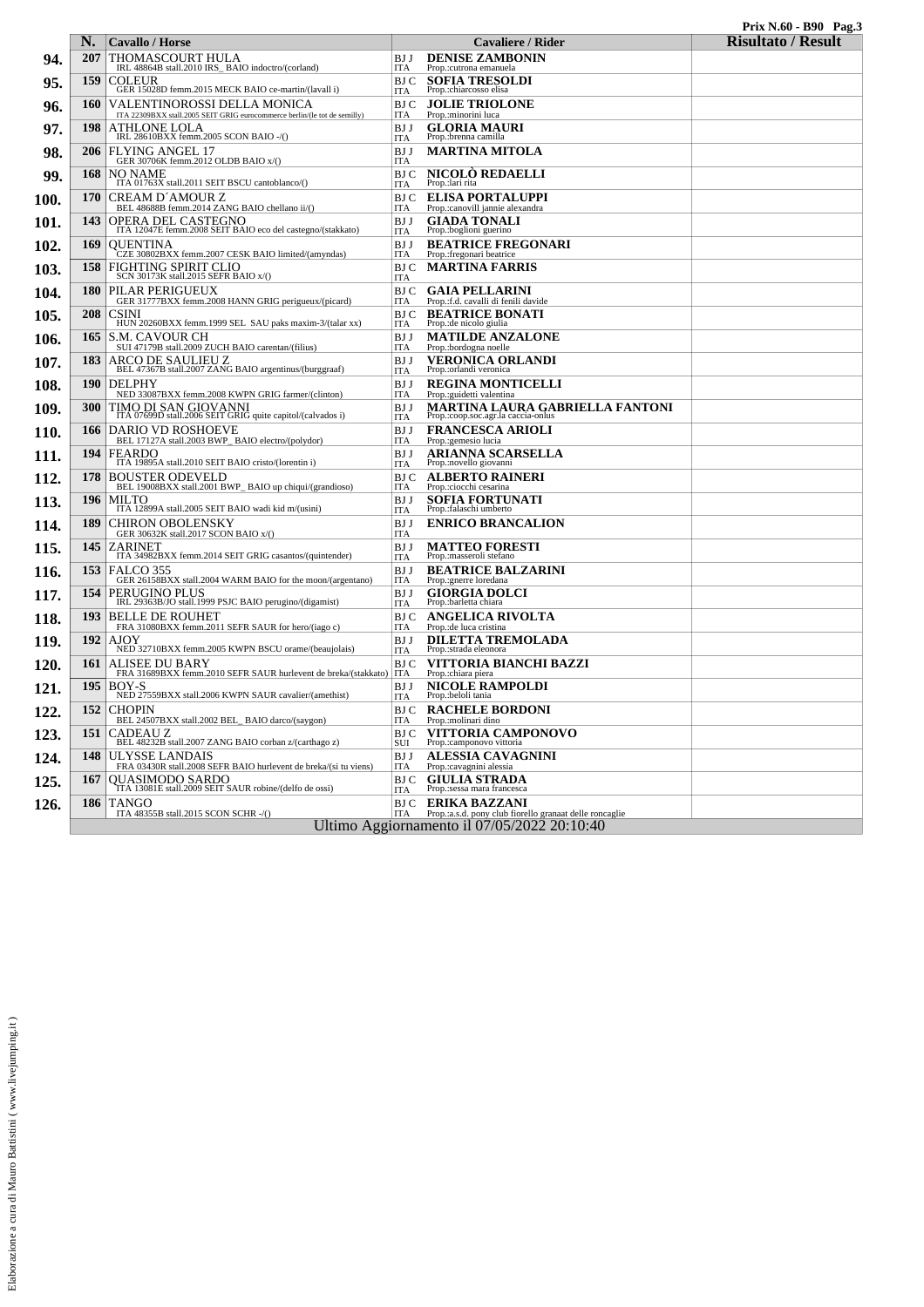Prix N.60 - B90

| | N. | Cavallo / Horse | | Cavaliere / Rider | Risultato / Result |
|---|---|---|---|---|---|
| 94. | 207 | THOMASCOURT HULA<br>IRL 48864B stall.2010 IRS_ BAIO indoctro/(corland) | BJ J<br>ITA | DENISE ZAMBONIN<br>Prop.:cutrona emanuela | |
| 95. | 159 | COLEUR<br>GER 15028D femm.2015 MECK BAIO ce-martin/(lavall i) | BJ C<br>ITA | SOFIA TRESOLDI<br>Prop.:chiarcosso elisa | |
| 96. | 160 | VALENTINOROSSI DELLA MONICA<br>ITA 22309BXX stall.2005 SEIT GRIG eurocommerce berlin/(le tot de semilly) | BJ C<br>ITA | JOLIE TRIOLONE<br>Prop.:minorini luca | |
| 97. | 198 | ATHLONE LOLA<br>IRL 28610BXX femm.2005 SCON BAIO -/() | BJ J<br>ITA | GLORIA MAURI<br>Prop.:brenna camilla | |
| 98. | 206 | FLYING ANGEL 17<br>GER 30706K femm.2012 OLDB BAIO x/() | BJ J<br>ITA | MARTINA MITOLA | |
| 99. | 168 | NO NAME<br>ITA 01763X stall.2011 SEIT BSCU cantoblanco/() | BJ C<br>ITA | NICOLÒ REDAELLI<br>Prop.:lari rita | |
| 100. | 170 | CREAM D´AMOUR Z<br>BEL 48688B femm.2014 ZANG BAIO chellano ii/() | BJ C<br>ITA | ELISA PORTALUPPI<br>Prop.:canovill jannie alexandra | |
| 101. | 143 | OPERA DEL CASTEGNO<br>ITA 12047E femm.2008 SEIT BAIO eco del castegno/(stakkato) | BJ J<br>ITA | GIADA TONALI<br>Prop.:boglioni guerino | |
| 102. | 169 | QUENTINA<br>CZE 30802BXX femm.2007 CESK BAIO limited/(amyndas) | BJ J<br>ITA | BEATRICE FREGONARI<br>Prop.:fregonari beatrice | |
| 103. | 158 | FIGHTING SPIRIT CLIO<br>SCN 30173K stall.2015 SEFR BAIO x/() | BJ C<br>ITA | MARTINA FARRIS | |
| 104. | 180 | PILAR PERIGUEUX<br>GER 31777BXX femm.2008 HANN GRIG perigueux/(picard) | BJ C<br>ITA | GAIA PELLARINI<br>Prop.:f.d. cavalli di fenili davide | |
| 105. | 208 | CSINI<br>HUN 20260BXX femm.1999 SEL SAU paks maxim-3/(talar xx) | BJ C<br>ITA | BEATRICE BONATI<br>Prop.:de nicolo giulia | |
| 106. | 165 | S.M. CAVOUR CH<br>SUI 47179B stall.2009 ZUCH BAIO carentan/(filius) | BJ J<br>ITA | MATILDE ANZALONE<br>Prop.:bordogna noelle | |
| 107. | 183 | ARCO DE SAULIEU Z<br>BEL 47367B stall.2007 ZANG BAIO argentinus/(burggraaf) | BJ J<br>ITA | VERONICA ORLANDI<br>Prop.:orlandi veronica | |
| 108. | 190 | DELPHY<br>NED 33087BXX femm.2008 KWPN GRIG farmer/(clinton) | BJ J<br>ITA | REGINA MONTICELLI<br>Prop.:guidetti valentina | |
| 109. | 300 | TIMO DI SAN GIOVANNI<br>ITA 07699D stall.2006 SEIT GRIG quite capitol/(calvados i) | BJ J<br>ITA | MARTINA LAURA GABRIELLA FANTONI<br>Prop.:coop.soc.agr.la caccia-onlus | |
| 110. | 166 | DARIO VD ROSHOEVE<br>BEL 17127A stall.2003 BWP_ BAIO electro/(polydor) | BJ J<br>ITA | FRANCESCA ARIOLI<br>Prop.:gemesio lucia | |
| 111. | 194 | FEARDO<br>ITA 19895A stall.2010 SEIT BAIO cristo/(lorentin i) | BJ J<br>ITA | ARIANNA SCARSELLA<br>Prop.:novello giovanni | |
| 112. | 178 | BOUSTER ODEVELD<br>BEL 19008BXX stall.2001 BWP_ BAIO up chiqui/(grandioso) | BJ C<br>ITA | ALBERTO RAINERI<br>Prop.:ciocchi cesarina | |
| 113. | 196 | MILTO<br>ITA 12899A stall.2005 SEIT BAIO wadi kid m/(usini) | BJ J<br>ITA | SOFIA FORTUNATI<br>Prop.:falaschi umberto | |
| 114. | 189 | CHIRON OBOLENSKY<br>GER 30632K stall.2017 SCON BAIO x/() | BJ J<br>ITA | ENRICO BRANCALION | |
| 115. | 145 | ZARINET<br>ITA 34982BXX femm.2014 SEIT GRIG casantos/(quintender) | BJ J<br>ITA | MATTEO FORESTI<br>Prop.:masseroli stefano | |
| 116. | 153 | FALCO 355<br>GER 26158BXX stall.2004 WARM BAIO for the moon/(argentano) | BJ J<br>ITA | BEATRICE BALZARINI<br>Prop.:gnerre loredana | |
| 117. | 154 | PERUGINO PLUS<br>IRL 29363B/JO stall.1999 PSJC BAIO perugino/(digamist) | BJ J<br>ITA | GIORGIA DOLCI<br>Prop.:barletta chiara | |
| 118. | 193 | BELLE DE ROUHET<br>FRA 31080BXX femm.2011 SEFR SAUR for hero/(iago c) | BJ C<br>ITA | ANGELICA RIVOLTA<br>Prop.:de luca cristina | |
| 119. | 192 | AJOY<br>NED 32710BXX femm.2005 KWPN BSCU orame/(beaujolais) | BJ J<br>ITA | DILETTA TREMOLADA<br>Prop.:strada eleonora | |
| 120. | 161 | ALISEE DU BARY<br>FRA 31689BXX femm.2010 SEFR SAUR hurlevent de breka/(stakkato) | BJ C<br>ITA | VITTORIA BIANCHI BAZZI<br>Prop.:chiara piera | |
| 121. | 195 | BOY-S<br>NED 27559BXX stall.2006 KWPN SAUR cavalier/(amethist) | BJ J<br>ITA | NICOLE RAMPOLDI<br>Prop.:beloli tania | |
| 122. | 152 | CHOPIN<br>BEL 24507BXX stall.2002 BEL_ BAIO darco/(saygon) | BJ C<br>ITA | RACHELE BORDONI<br>Prop.:molinari dino | |
| 123. | 151 | CADEAU Z<br>BEL 48232B stall.2007 ZANG BAIO corban z/(carthago z) | BJ C<br>SUI | VITTORIA CAMPONOVO<br>Prop.:camponovo vittoria | |
| 124. | 148 | ULYSSE LANDAIS<br>FRA 03430R stall.2008 SEFR BAIO hurlevent de breka/(si tu viens) | BJ J<br>ITA | ALESSIA CAVAGNINI<br>Prop.:cavagnini alessia | |
| 125. | 167 | QUASIMODO SARDO<br>ITA 13081E stall.2009 SEIT SAUR robine/(delfo de ossi) | BJ C<br>ITA | GIULIA STRADA<br>Prop.:sessa mara francesca | |
| 126. | 186 | TANGO<br>ITA 48355B stall.2015 SCON SCHR -/() | BJ C<br>ITA | ERIKA BAZZANI<br>Prop.:a.s.d. pony club fiorello granaat delle roncaglie | |

Ultimo Aggiornamento il 07/05/2022 20:10:40

Elaborazione a cura di Mauro Battistini ( www.livejumping.it )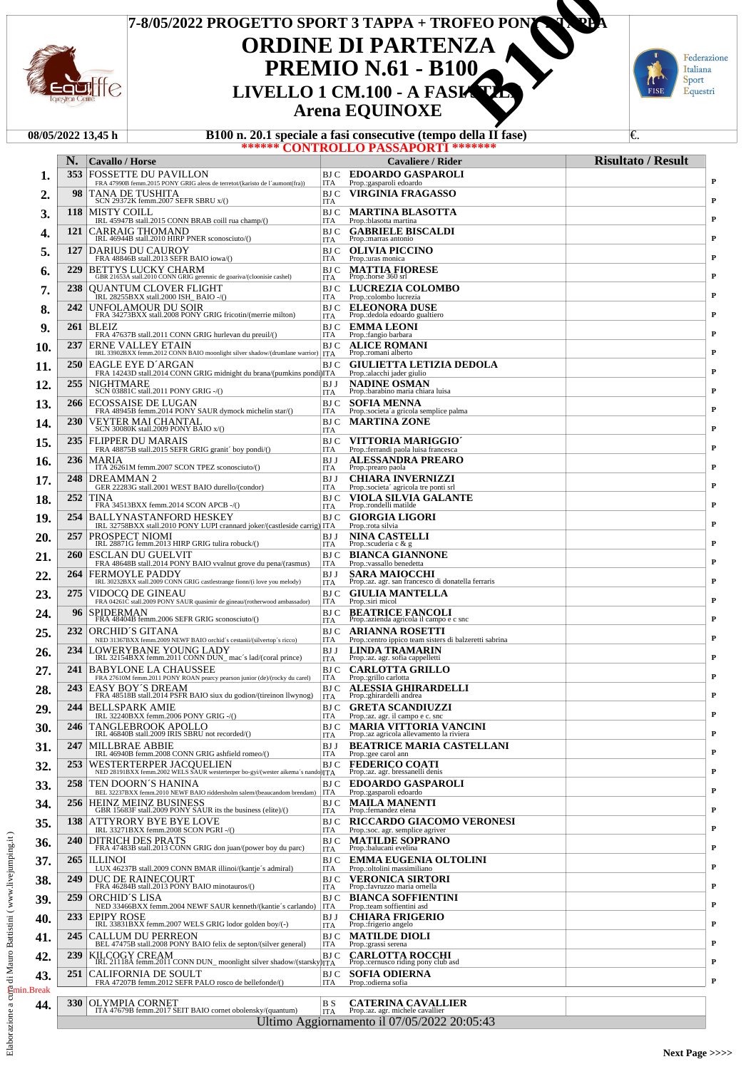# 7-8/05/2022 PROGETTO SPORT 3 TAPPA + TROFEO PONY TAPPA

# ORDINE DI PARTENZA

# PREMIO N.61 - B100

## LIVELLO 1 CM.100 - A FASI CONSECUTIVE

## Arena EQUINOXE

B100

**08/05/2022 13,45 h** — **B100 n. 20.1 speciale a fasi consecutive (tempo della II fase)** — €.

****** CONTROLLO PASSAPORTI *******

| | N. | Cavallo / Horse | | Cavaliere / Rider | Risultato / Result | |
|---|---|---|---|---|---|---|
| 1. | 353 | FOSSETTE DU PAVILLON<br>FRA 47990B femm.2015 PONY GRIG aleos de terretot/(karisto de l´aumont(fra)) | BJ C<br>ITA | EDOARDO GASPAROLI<br>Prop.:gasparoli edoardo | | P |
| 2. | 98 | TANA DE TUSHITA<br>SCN 29372K femm.2007 SEFR SBRU x/() | BJ C<br>ITA | VIRGINIA FRAGASSO | | P |
| 3. | 118 | MISTY COILL<br>IRL 45947B stall.2015 CONN BRAB coill rua champ/() | BJ C<br>ITA | MARTINA BLASOTTA<br>Prop.:blasotta martina | | P |
| 4. | 121 | CARRAIG THOMAND<br>IRL 46944B stall.2010 HIRP PNER sconosciuto/() | BJ C<br>ITA | GABRIELE BISCALDI<br>Prop.:marras antonio | | P |
| 5. | 127 | DARIUS DU CAUROY<br>FRA 48846B stall.2013 SEFR BAIO iowa/() | BJ C<br>ITA | OLIVIA PICCINO<br>Prop.:uras monica | | P |
| 6. | 229 | BETTYS LUCKY CHARM<br>GBR 21653A stall.2010 CONN GRIG gerennic de goariva/(cloonisie cashel) | BJ C<br>ITA | MATTIA FIORESE<br>Prop.:horse 360 srl | | P |
| 7. | 238 | QUANTUM CLOVER FLIGHT<br>IRL 28255BXX stall.2000 ISH_ BAIO -/() | BJ C<br>ITA | LUCREZIA COLOMBO<br>Prop.:colombo lucrezia | | P |
| 8. | 242 | UNFOLAMOUR DU SOIR<br>FRA 34273BXX stall.2008 PONY GRIG fricotin/(merrie milton) | BJ C<br>ITA | ELEONORA DUSE<br>Prop.:dedola edoardo gualtiero | | P |
| 9. | 261 | BLEIZ<br>FRA 47637B stall.2011 CONN GRIG hurlevan du preuil/() | BJ C<br>ITA | EMMA LEONI<br>Prop.:fangio barbara | | P |
| 10. | 237 | ERNE VALLEY ETAIN<br>IRL 33902BXX femm.2012 CONN BAIO moonlight silver shadow/(drumlane warrior) | BJ C<br>ITA | ALICE ROMANI<br>Prop.:romani alberto | | P |
| 11. | 250 | EAGLE EYE D´ARGAN<br>FRA 14243D stall.2014 CONN GRIG midnight du brana/(pumkins pondi) | BJ C<br>ITA | GIULIETTA LETIZIA DEDOLA<br>Prop.:alacchi jader giulio | | P |
| 12. | 255 | NIGHTMARE<br>SCN 03881C stall.2011 PONY GRIG -/() | BJ J<br>ITA | NADINE OSMAN<br>Prop.:barabino maria chiara luisa | | P |
| 13. | 266 | ECOSSAISE DE LUGAN<br>FRA 48945B femm.2014 PONY SAUR dymock michelin star/() | BJ C<br>ITA | SOFIA MENNA<br>Prop.:societa´a gricola semplice palma | | P |
| 14. | 230 | VEYTER MAI CHANTAL<br>SCN 30080K stall.2009 PONY BAIO x/() | BJ C<br>ITA | MARTINA ZONE | | P |
| 15. | 235 | FLIPPER DU MARAIS<br>FRA 48875B stall.2015 SEFR GRIG granit´ boy pondi/() | BJ C<br>ITA | VITTORIA MARIGGIO´<br>Prop.:ferrandi paola luisa francesca | | P |
| 16. | 236 | MARIA<br>ITA 26261M femm.2007 SCON TPEZ sconosciuto/() | BJ J<br>ITA | ALESSANDRA PREARO<br>Prop.:prearo paola | | P |
| 17. | 248 | DREAMMAN 2<br>GER 22283G stall.2001 WEST BAIO durello/(condor) | BJ J<br>ITA | CHIARA INVERNIZZI<br>Prop.:societa´ agricola tre ponti srl | | P |
| 18. | 252 | TINA<br>FRA 34513BXX femm.2014 SCON APCB -/() | BJ C<br>ITA | VIOLA SILVIA GALANTE<br>Prop.:rondelli matilde | | P |
| 19. | 254 | BALLYNASTANFORD HESKEY<br>IRL 32758BXX stall.2010 PONY LUPI crannard joker/(castleside carrig) | BJ C<br>ITA | GIORGIA LIGORI<br>Prop.:rota silvia | | P |
| 20. | 257 | PROSPECT NIOMI<br>IRL 28871G femm.2013 HIRP GRIG tulira robuck/() | BJ J<br>ITA | NINA CASTELLI<br>Prop.:scuderia c & g | | P |
| 21. | 260 | ESCLAN DU GUELVIT<br>FRA 48648B stall.2014 PONY BAIO vvalnut grove du pena/(rasmus) | BJ C<br>ITA | BIANCA GIANNONE<br>Prop.:vassallo benedetta | | P |
| 22. | 264 | FERMOYLE PADDY<br>IRL 30232BXX stall.2009 CONN GRIG castlestrange fionn/(i love you melody) | BJ J<br>ITA | SARA MAIOCCHI<br>Prop.:az. agr. san francesco di donatella ferraris | | P |
| 23. | 275 | VIDOCQ DE GINEAU<br>FRA 04261C stall.2009 PONY SAUR quasimir de gineau/(rotherwood ambassador) | BJ C<br>ITA | GIULIA MANTELLA<br>Prop.:siri micol | | P |
| 24. | 96 | SPIDERMAN<br>FRA 48404B femm.2006 SEFR GRIG sconosciuto/() | BJ C<br>ITA | BEATRICE FANCOLI<br>Prop.:azienda agricola il campo e c snc | | P |
| 25. | 232 | ORCHID´S GITANA<br>NED 31367BXX femm.2009 NEWF BAIO orchid´s cestanii/(silvertop´s ricco) | BJ C<br>ITA | ARIANNA ROSETTI<br>Prop.:centro ippico team sisters di balzeretti sabrina | | P |
| 26. | 234 | LOWERYBANE YOUNG LADY<br>IRL 32154BXX femm.2011 CONN DUN_ mac´s lad/(coral prince) | BJ J<br>ITA | LINDA TRAMARIN<br>Prop.:az. agr. sofia cappelletti | | P |
| 27. | 241 | BABYLONE LA CHAUSSEE<br>FRA 27610M femm.2011 PONY ROAN pearcy pearson junior (de)/(rocky du carel) | BJ C<br>ITA | CARLOTTA GRILLO<br>Prop.:grillo carlotta | | P |
| 28. | 243 | EASY BOY´S DREAM<br>FRA 48518B stall.2014 PSFR BAIO siux du godion/(tireinon llwynog) | BJ C<br>ITA | ALESSIA GHIRARDELLI<br>Prop.:ghirardelli andrea | | P |
| 29. | 244 | BELLSPARK AMIE<br>IRL 32240BXX femm.2006 PONY GRIG -/() | BJ C<br>ITA | GRETA SCANDIUZZI<br>Prop.:az. agr. il campo e c. snc | | P |
| 30. | 246 | TANGLEBROOK APOLLO<br>IRL 46840B stall.2009 IRIS SBRU not recorded/() | BJ C<br>ITA | MARIA VITTORIA VANCINI<br>Prop.:az agricola allevamento la riviera | | P |
| 31. | 247 | MILLBRAE ABBIE<br>IRL 46940B femm.2008 CONN GRIG ashfield romeo/() | BJ J<br>ITA | BEATRICE MARIA CASTELLANI<br>Prop.:gee carol ann | | P |
| 32. | 253 | WESTERTERPER JACQUELIEN<br>NED 28191BXX femm.2002 WELS SAUR westerterper bo-gyi/(wester aikema´s nando) | BJ C<br>ITA | FEDERICO COATI<br>Prop.:az. agr. bressanelli denis | | P |
| 33. | 258 | TEN DOORN´S HANINA<br>BEL 32237BXX femm.2010 NEWF BAIO riddersholm salem/(beaucandom brendam) | BJ C<br>ITA | EDOARDO GASPAROLI<br>Prop.:gasparoli edoardo | | P |
| 34. | 256 | HEINZ MEINZ BUSINESS<br>GBR 15683F stall.2009 PONY SAUR its the business (elite)/() | BJ C<br>ITA | MAILA MANENTI<br>Prop.:fernandez elena | | P |
| 35. | 138 | ATTYRORY BYE BYE LOVE<br>IRL 33271BXX femm.2008 SCON PGRI -/() | BJ C<br>ITA | RICCARDO GIACOMO VERONESI<br>Prop.:soc. agr. semplice agriver | | P |
| 36. | 240 | DITRICH DES PRATS<br>FRA 47483B stall.2013 CONN GRIG don juan/(power boy du parc) | BJ C<br>ITA | MATILDE SOPRANO<br>Prop.:balucani evelina | | P |
| 37. | 265 | ILLINOI<br>LUX 46237B stall.2009 CONN BMAR illinoi/(kantje´s admiral) | BJ C<br>ITA | EMMA EUGENIA OLTOLINI<br>Prop.:oltolini massimiliano | | P |
| 38. | 249 | DUC DE RAINECOURT<br>FRA 46284B stall.2013 PONY BAIO minotauros/() | BJ C<br>ITA | VERONICA SIRTORI<br>Prop.:favruzzo maria ornella | | P |
| 39. | 259 | ORCHID´S LISA<br>NED 33466BXX femm.2004 NEWF SAUR kenneth/(kantie´s carlando) | BJ C<br>ITA | BIANCA SOFFIENTINI<br>Prop.:team soffientini asd | | P |
| 40. | 233 | EPIPY ROSE<br>IRL 33831BXX femm.2007 WELS GRIG lodor golden boy/(-) | BJ J<br>ITA | CHIARA FRIGERIO<br>Prop.:frigerio angelo | | P |
| 41. | 245 | CALLUM DU PERREON<br>BEL 47475B stall.2008 PONY BAIO felix de septon/(silver general) | BJ C<br>ITA | MATILDE DIOLI<br>Prop.:grassi serena | | P |
| 42. | 239 | KILCOGY CREAM<br>IRL 21118A femm.2011 CONN DUN_ moonlight silver shadow/(starsky) | BJ C<br>ITA | CARLOTTA ROCCHI<br>Prop.:cernusco riding pony club asd | | P |
| 43. | 251 | CALIFORNIA DE SOULT<br>FRA 47207B femm.2012 SEFR PALO rosco de bellefonde/() | BJ C<br>ITA | SOFIA ODIERNA<br>Prop.:odierna sofia | | P |

5 min.Break

| | N. | Cavallo / Horse | | Cavaliere / Rider | Risultato / Result |
|---|---|---|---|---|---|
| 44. | 330 | OLYMPIA CORNET<br>ITA 47679B femm.2017 SEIT BAIO cornet obolensky/(quantum) | B S<br>ITA | CATERINA CAVALLIER<br>Prop.:az. agr. michele cavallier | |

Ultimo Aggiornamento il 07/05/2022 20:05:43

Elaborazione a cura di Mauro Battistini ( www.livejumping.it )

Next Page >>>>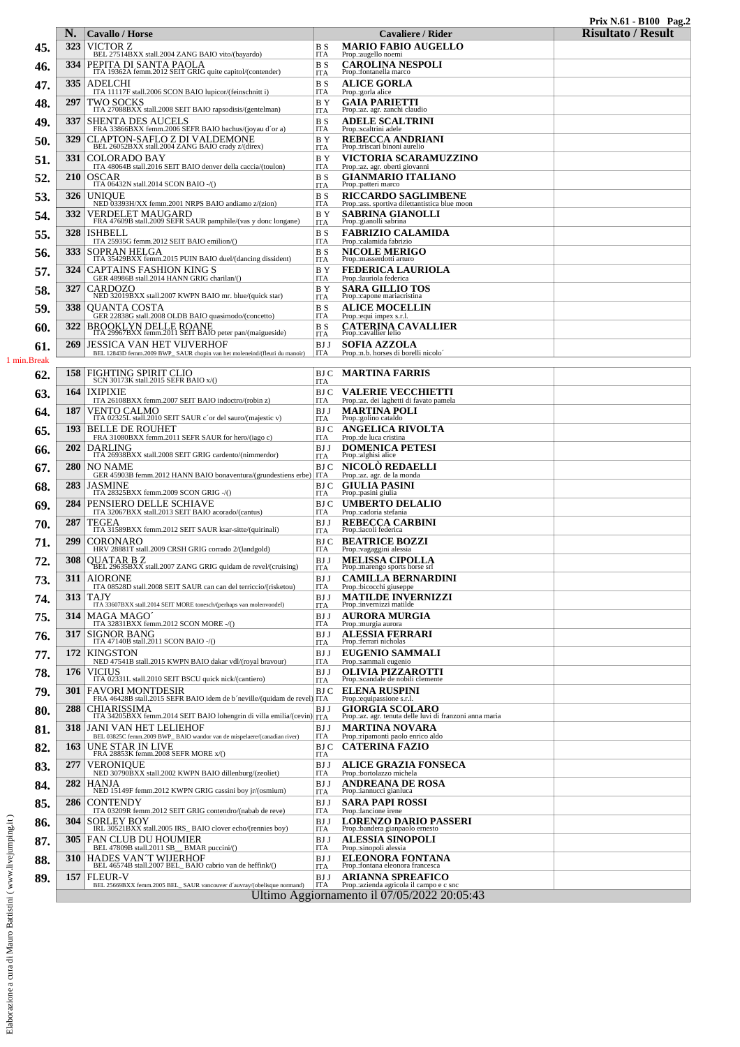**Prix N.61 - B100**

| | N. | Cavallo / Horse | | Cavaliere / Rider | Risultato / Result |
|---|---|---|---|---|---|
| 45. | 323 | VICTOR Z<br>BEL 27514BXX stall.2004 ZANG BAIO vito/(bayardo) | B S<br>ITA | **MARIO FABIO AUGELLO**<br>Prop.:augello noemi | |
| 46. | 334 | PEPITA DI SANTA PAOLA<br>ITA 19362A femm.2012 SEIT GRIG quite capitol/(contender) | B S<br>ITA | **CAROLINA NESPOLI**<br>Prop.:fontanella marco | |
| 47. | 335 | ADELCHI<br>ITA 11117F stall.2006 SCON BAIO lupicor/(feinschnitt i) | B S<br>ITA | **ALICE GORLA**<br>Prop.:gorla alice | |
| 48. | 297 | TWO SOCKS<br>ITA 27088BXX stall.2008 SEIT BAIO rapsodisis/(gentelman) | B Y<br>ITA | **GAIA PARIETTI**<br>Prop.:az. agr. zanchi claudio | |
| 49. | 337 | SHENTA DES AUCELS<br>FRA 33866BXX femm.2006 SEFR BAIO bachus/(joyau d´or a) | B S<br>ITA | **ADELE SCALTRINI**<br>Prop.:scaltrini adele | |
| 50. | 329 | CLAPTON-SAFLO Z DI VALDEMONE<br>BEL 26052BXX stall.2004 ZANG BAIO crady z/(direx) | B Y<br>ITA | **REBECCA ANDRIANI**<br>Prop.:triscari binoni aurelio | |
| 51. | 331 | COLORADO BAY<br>ITA 48064B stall.2016 SEIT BAIO denver della caccia/(toulon) | B Y<br>ITA | **VICTORIA SCARAMUZZINO**<br>Prop.:az. agr. oberti giovanni | |
| 52. | 210 | OSCAR<br>ITA 06432N stall.2014 SCON BAIO -/() | B S<br>ITA | **GIANMARIO ITALIANO**<br>Prop.:patteri marco | |
| 53. | 326 | UNIQUE<br>NED 03393H/XX femm.2001 NRPS BAIO andiamo z/(zion) | B S<br>ITA | **RICCARDO SAGLIMBENE**<br>Prop.:ass. sportiva dilettantistica blue moon | |
| 54. | 332 | VERDELET MAUGARD<br>FRA 47609B stall.2009 SEFR SAUR pamphile/(vas y donc longane) | B Y<br>ITA | **SABRINA GIANOLLI**<br>Prop.:gianolli sabrina | |
| 55. | 328 | ISHBELL<br>ITA 25935G femm.2012 SEIT BAIO emilion/() | B S<br>ITA | **FABRIZIO CALAMIDA**<br>Prop.:calamida fabrizio | |
| 56. | 333 | SOPRAN HELGA<br>ITA 35429BXX femm.2015 PUIN BAIO duel/(dancing dissident) | B S<br>ITA | **NICOLE MERIGO**<br>Prop.:masserdotti arturo | |
| 57. | 324 | CAPTAINS FASHION KING S<br>GER 48986B stall.2014 HANN GRIG charilan/() | B Y<br>ITA | **FEDERICA LAURIOLA**<br>Prop.:lauriola federica | |
| 58. | 327 | CARDOZO<br>NED 32019BXX stall.2007 KWPN BAIO mr. blue/(quick star) | B Y<br>ITA | **SARA GILLIO TOS**<br>Prop.:capone mariacristina | |
| 59. | 338 | QUANTA COSTA<br>GER 22838G stall.2008 OLDB BAIO quasimodo/(concetto) | B S<br>ITA | **ALICE MOCELLIN**<br>Prop.:equi impex s.r.l. | |
| 60. | 322 | BROOKLYN DELLE ROANE<br>ITA 29967BXX femm.2011 SEIT BAIO peter pan/(maigueside) | B S<br>ITA | **CATERINA CAVALLIER**<br>Prop.:cavallier lelio | |
| 61. | 269 | JESSICA VAN HET VIJVERHOF<br>BEL 12843D femm.2009 BWP_ SAUR chopin van het moleneind/(fleuri du manoir) | BJ J<br>ITA | **SOFIA AZZOLA**<br>Prop.:n.b. horses di borelli nicolo´ | |
| 1 min.Break | | | | | |
| 62. | 158 | FIGHTING SPIRIT CLIO<br>SCN 30173K stall.2015 SEFR BAIO x/() | BJ C<br>ITA | **MARTINA FARRIS** | |
| 63. | 164 | IXIPIXIE<br>ITA 26108BXX femm.2007 SEIT BAIO indoctro/(robin z) | BJ C<br>ITA | **VALERIE VECCHIETTI**<br>Prop.:az. dei laghetti di favato pamela | |
| 64. | 187 | VENTO CALMO<br>ITA 02325L stall.2010 SEIT SAUR c´or del sauro/(majestic v) | BJ J<br>ITA | **MARTINA POLI**<br>Prop.:golino cataldo | |
| 65. | 193 | BELLE DE ROUHET<br>FRA 31080BXX femm.2011 SEFR SAUR for hero/(iago c) | BJ C<br>ITA | **ANGELICA RIVOLTA**<br>Prop.:de luca cristina | |
| 66. | 202 | DARLING<br>ITA 26938BXX stall.2008 SEIT GRIG cardento/(nimmerdor) | BJ J<br>ITA | **DOMENICA PETESI**<br>Prop.:alghisi alice | |
| 67. | 280 | NO NAME<br>GER 45903B femm.2012 HANN BAIO bonaventura/(grundestiens erbe) | BJ C<br>ITA | **NICOLÒ REDAELLI**<br>Prop.:az. agr. de la monda | |
| 68. | 283 | JASMINE<br>ITA 28325BXX femm.2009 SCON GRIG -/() | BJ C<br>ITA | **GIULIA PASINI**<br>Prop.:pasini giulia | |
| 69. | 284 | PENSIERO DELLE SCHIAVE<br>ITA 32067BXX stall.2013 SEIT BAIO acorado/(cantus) | BJ C<br>ITA | **UMBERTO DELALIO**<br>Prop.:cadoria stefania | |
| 70. | 287 | TEGEA<br>ITA 31589BXX femm.2012 SEIT SAUR ksar-sitte/(quirinali) | BJ J<br>ITA | **REBECCA CARBINI**<br>Prop.:iacoli federica | |
| 71. | 299 | CORONARO<br>HRV 28881T stall.2009 CRSH GRIG corrado 2/(landgold) | BJ C<br>ITA | **BEATRICE BOZZI**<br>Prop.:vagaggini alessia | |
| 72. | 308 | QUATAR B Z<br>BEL 29635BXX stall.2007 ZANG GRIG quidam de revel/(cruising) | BJ J<br>ITA | **MELISSA CIPOLLA**<br>Prop.:marengo sports horse srl | |
| 73. | 311 | AIORONE<br>ITA 08528D stall.2008 SEIT SAUR can del terriccio/(risketou) | BJ J<br>ITA | **CAMILLA BERNARDINI**<br>Prop.:bicocchi giuseppe | |
| 74. | 313 | TAJY<br>ITA 33607BXX stall.2014 SEIT MORE tonesch/(perhaps van molenvondel) | BJ J<br>ITA | **MATILDE INVERNIZZI**<br>Prop.:invernizzi matilde | |
| 75. | 314 | MAGA MAGO´<br>ITA 32831BXX femm.2012 SCON MORE -/() | BJ J<br>ITA | **AURORA MURGIA**<br>Prop.:murgia aurora | |
| 76. | 317 | SIGNOR BANG<br>ITA 47140B stall.2011 SCON BAIO -/() | BJ J<br>ITA | **ALESSIA FERRARI**<br>Prop.:ferrari nicholas | |
| 77. | 172 | KINGSTON<br>NED 47541B stall.2015 KWPN BAIO dakar vdl/(royal bravour) | BJ J<br>ITA | **EUGENIO SAMMALI**<br>Prop.:sammali eugenio | |
| 78. | 176 | VICIUS<br>ITA 02331L stall.2010 SEIT BSCU quick nick/(cantiero) | BJ J<br>ITA | **OLIVIA PIZZAROTTI**<br>Prop.:scandale de nobili clemente | |
| 79. | 301 | FAVORI MONTDESIR<br>FRA 46428B stall.2015 SEFR BAIO idem de b´neville/(quidam de revel) | BJ C<br>ITA | **ELENA RUSPINI**<br>Prop.:equipassione s.r.l. | |
| 80. | 288 | CHIARISSIMA<br>ITA 34205BXX femm.2014 SEIT BAIO lohengrin di villa emilia/(cevin) | BJ J<br>ITA | **GIORGIA SCOLARO**<br>Prop.:az. agr. tenuta delle luvi di franzoni anna maria | |
| 81. | 318 | JANI VAN HET LELIEHOF<br>BEL 03825C femm.2009 BWP_ BAIO wandor van de mispelaere/(canadian river) | BJ J<br>ITA | **MARTINA NOVARA**<br>Prop.:ripamonti paolo enrico aldo | |
| 82. | 163 | UNE STAR IN LIVE<br>FRA 28853K femm.2008 SEFR MORE x/() | BJ C<br>ITA | **CATERINA FAZIO** | |
| 83. | 277 | VERONIQUE<br>NED 30790BXX stall.2002 KWPN BAIO dillenburg/(zeoliet) | BJ J<br>ITA | **ALICE GRAZIA FONSECA**<br>Prop.:bortolazzo michela | |
| 84. | 282 | HANJA<br>NED 15149F femm.2012 KWPN GRIG cassini boy jr/(osmium) | BJ J<br>ITA | **ANDREANA DE ROSA**<br>Prop.:iannucci gianluca | |
| 85. | 286 | CONTENDY<br>ITA 03209R femm.2012 SEIT GRIG contendro/(nabab de reve) | BJ J<br>ITA | **SARA PAPI ROSSI**<br>Prop.:lancione irene | |
| 86. | 304 | SORLEY BOY<br>IRL 30521BXX stall.2005 IRS_ BAIO clover echo/(rennies boy) | BJ J<br>ITA | **LORENZO DARIO PASSERI**<br>Prop.:bandera gianpaolo ernesto | |
| 87. | 305 | FAN CLUB DU HOUMIER<br>BEL 47809B stall.2011 SB__ BMAR puccini/() | BJ J<br>ITA | **ALESSIA SINOPOLI**<br>Prop.:sinopoli alessia | |
| 88. | 310 | HADES VAN´T WIJERHOF<br>BEL 46574B stall.2007 BEL_ BAIO cabrio van de heffink/() | BJ J<br>ITA | **ELEONORA FONTANA**<br>Prop.:fontana eleonora francesca | |
| 89. | 157 | FLEUR-V<br>BEL 25669BXX femm.2005 BEL_ SAUR vancouver d´auvray/(obelisque normand) | BJ J<br>ITA | **ARIANNA SPREAFICO**<br>Prop.:azienda agricola il campo e c snc | |

Ultimo Aggiornamento il 07/05/2022 20:05:43

Elaborazione a cura di Mauro Battistini ( www.livejumping.it )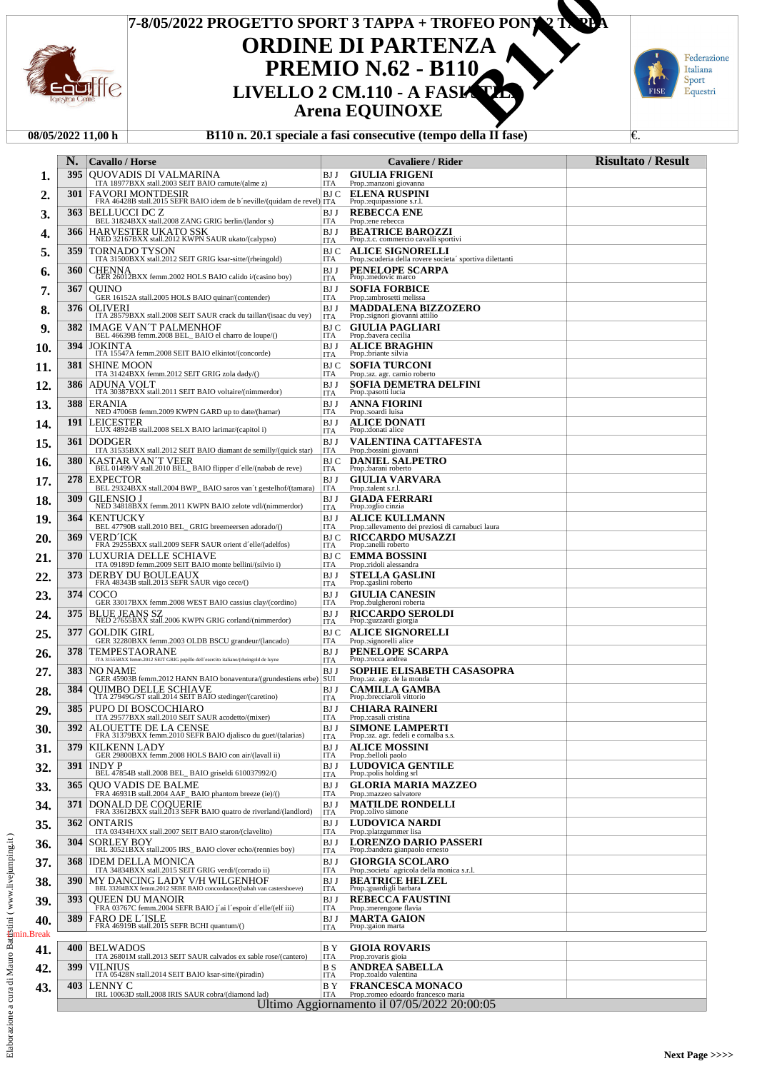# 7-8/05/2022 PROGETTO SPORT 3 TAPPA + TROFEO PONY 2 TAPPA

# ORDINE DI PARTENZA

## PREMIO N.62 - B110

### LIVELLO 2 CM.110 - A FASI CONSECUTIVE

### Arena EQUINOXE

**B110**

| 08/05/2022 11,00 h | B110 n. 20.1 speciale a fasi consecutive (tempo della II fase) | €. |
|---|---|---|

| | N. | Cavallo / Horse | | Cavaliere / Rider | Risultato / Result |
|---|---|---|---|---|---|
| 1. | 395 | QUOVADIS DI VALMARINA<br>ITA 18977BXX stall.2003 SEIT BAIO carnute/(alme z) | BJ J<br>ITA | GIULIA FRIGENI<br>Prop.:manzoni giovanna | |
| 2. | 301 | FAVORI MONTDESIR<br>FRA 46428B stall.2015 SEFR BAIO idem de b´neville/(quidam de revel) | BJ C<br>ITA | ELENA RUSPINI<br>Prop.:equipassione s.r.l. | |
| 3. | 363 | BELLUCCI DC Z<br>BEL 31824BXX stall.2008 ZANG GRIG berlin/(landor s) | BJ J<br>ITA | REBECCA ENE<br>Prop.:ene rebecca | |
| 4. | 366 | HARVESTER UKATO SSK<br>NED 32167BXX stall.2012 KWPN SAUR ukato/(calypso) | BJ J<br>ITA | BEATRICE BAROZZI<br>Prop.:t.c. commercio cavalli sportivi | |
| 5. | 359 | TORNADO TYSON<br>ITA 31500BXX stall.2012 SEIT GRIG ksar-sitte/(rheingold) | BJ C<br>ITA | ALICE SIGNORELLI<br>Prop.:scuderia della rovere societa´ sportiva dilettanti | |
| 6. | 360 | CHENNA<br>GER 26012BXX femm.2002 HOLS BAIO calido i/(casino boy) | BJ J<br>ITA | PENELOPE SCARPA<br>Prop.:medovic marco | |
| 7. | 367 | QUINO<br>GER 16152A stall.2005 HOLS BAIO quinar/(contender) | BJ J<br>ITA | SOFIA FORBICE<br>Prop.:ambrosetti melissa | |
| 8. | 376 | OLIVERI<br>ITA 28579BXX stall.2008 SEIT SAUR crack du taillan/(isaac du vey) | BJ J<br>ITA | MADDALENA BIZZOZERO<br>Prop.:signori giovanni attilio | |
| 9. | 382 | IMAGE VAN´T PALMENHOF<br>BEL 46639B femm.2008 BEL_ BAIO el charro de loupe/() | BJ C<br>ITA | GIULIA PAGLIARI<br>Prop.:bavera cecilia | |
| 10. | 394 | JOKINTA<br>ITA 15547A femm.2008 SEIT BAIO elkintot/(concorde) | BJ J<br>ITA | ALICE BRAGHIN<br>Prop.:briante silvia | |
| 11. | 381 | SHINE MOON<br>ITA 31424BXX femm.2012 SEIT GRIG zola dady/() | BJ C<br>ITA | SOFIA TURCONI<br>Prop.:az. agr. carnio roberto | |
| 12. | 386 | ADUNA VOLT<br>ITA 30387BXX stall.2011 SEIT BAIO voltaire/(nimmerdor) | BJ J<br>ITA | SOFIA DEMETRA DELFINI<br>Prop.:pasotti lucia | |
| 13. | 388 | ERANIA<br>NED 47006B femm.2009 KWPN GARD up to date/(hamar) | BJ J<br>ITA | ANNA FIORINI<br>Prop.:soardi luisa | |
| 14. | 191 | LEICESTER<br>LUX 48924B stall.2008 SELX BAIO larimar/(capitol i) | BJ J<br>ITA | ALICE DONATI<br>Prop.:donati alice | |
| 15. | 361 | DODGER<br>ITA 31535BXX stall.2012 SEIT BAIO diamant de semilly/(quick star) | BJ J<br>ITA | VALENTINA CATTAFESTA<br>Prop.:bossini giovanni | |
| 16. | 380 | KASTAR VAN´T VEER<br>BEL 01499/V stall.2010 BEL_ BAIO flipper d´elle/(nabab de reve) | BJ C<br>ITA | DANIEL SALPETRO<br>Prop.:barani roberto | |
| 17. | 278 | EXPECTOR<br>BEL 29324BXX stall.2004 BWP_ BAIO saros van´t gestelhof/(tamara) | BJ J<br>ITA | GIULIA VARVARA<br>Prop.:talent s.r.l. | |
| 18. | 309 | GILENSIO J<br>NED 34818BXX femm.2011 KWPN BAIO zelote vdl/(nimmerdor) | BJ J<br>ITA | GIADA FERRARI<br>Prop.:oglio cinzia | |
| 19. | 364 | KENTUCKY<br>BEL 47790B stall.2010 BEL_ GRIG breemeersen adorado/() | BJ J<br>ITA | ALICE KULLMANN<br>Prop.:allevamento dei preziosi di carnabuci laura | |
| 20. | 369 | VERD´ICK<br>FRA 29255BXX stall.2009 SEFR SAUR orient d´elle/(adelfos) | BJ C<br>ITA | RICCARDO MUSAZZI<br>Prop.:anelli roberto | |
| 21. | 370 | LUXURIA DELLE SCHIAVE<br>ITA 09189D femm.2009 SEIT BAIO monte bellini/(silvio i) | BJ C<br>ITA | EMMA BOSSINI<br>Prop.:ridoli alessandra | |
| 22. | 373 | DERBY DU BOULEAUX<br>FRA 48343B stall.2013 SEFR SAUR vigo cece/() | BJ J<br>ITA | STELLA GASLINI<br>Prop.:gaslini roberto | |
| 23. | 374 | COCO<br>GER 33017BXX femm.2008 WEST BAIO cassius clay/(cordino) | BJ J<br>ITA | GIULIA CANESIN<br>Prop.:bulgheroni roberta | |
| 24. | 375 | BLUE JEANS SZ<br>NED 27655BXX stall.2006 KWPN GRIG corland/(nimmerdor) | BJ J<br>ITA | RICCARDO SEROLDI<br>Prop.:guzzardi giorgia | |
| 25. | 377 | GOLDIK GIRL<br>GER 32280BXX femm.2003 OLDB BSCU grandeur/(lancado) | BJ C<br>ITA | ALICE SIGNORELLI<br>Prop.:signorelli alice | |
| 26. | 378 | TEMPESTAORANE<br>ITA 31555BXX femm.2012 SEIT GRIG pupillo dell´esercito italiano/(rheingold de luyne | BJ J<br>ITA | PENELOPE SCARPA<br>Prop.:rocca andrea | |
| 27. | 383 | NO NAME<br>GER 45903B femm.2012 HANN BAIO bonaventura/(grundestiens erbe) | BJ J<br>SUI | SOPHIE ELISABETH CASASOPRA<br>Prop.:az. agr. de la monda | |
| 28. | 384 | QUIMBO DELLE SCHIAVE<br>ITA 27949G/ST stall.2014 SEIT BAIO stedinger/(caretino) | BJ J<br>ITA | CAMILLA GAMBA<br>Prop.:brecciaroli vittorio | |
| 29. | 385 | PUPO DI BOSCOCHIARO<br>ITA 29577BXX stall.2010 SEIT SAUR acodetto/(mixer) | BJ J<br>ITA | CHIARA RAINERI<br>Prop.:casali cristina | |
| 30. | 392 | ALOUETTE DE LA CENSE<br>FRA 31379BXX femm.2010 SEFR BAIO djalisco du guet/(talarias) | BJ J<br>ITA | SIMONE LAMPERTI<br>Prop.:az. agr. fedeli e cornalba s.s. | |
| 31. | 379 | KILKENN LADY<br>GER 29800BXX femm.2008 HOLS BAIO con air/(lavall ii) | BJ J<br>ITA | ALICE MOSSINI<br>Prop.:belloli paolo | |
| 32. | 391 | INDY P<br>BEL 47854B stall.2008 BEL_ BAIO griseldi 610037992/() | BJ J<br>ITA | LUDOVICA GENTILE<br>Prop.:polis holding srl | |
| 33. | 365 | QUO VADIS DE BALME<br>FRA 46931B stall.2004 AAF_ BAIO phantom breeze (ie)/() | BJ J<br>ITA | GLORIA MARIA MAZZEO<br>Prop.:mazzeo salvatore | |
| 34. | 371 | DONALD DE COQUERIE<br>FRA 33612BXX stall.2013 SEFR BAIO quatro de riverland/(landlord) | BJ J<br>ITA | MATILDE RONDELLI<br>Prop.:olivo simone | |
| 35. | 362 | ONTARIS<br>ITA 03434H/XX stall.2007 SEIT BAIO staron/(clavelito) | BJ J<br>ITA | LUDOVICA NARDI<br>Prop.:platzgummer lisa | |
| 36. | 304 | SORLEY BOY<br>IRL 30521BXX stall.2005 IRS_ BAIO clover echo/(rennies boy) | BJ J<br>ITA | LORENZO DARIO PASSERI<br>Prop.:bandera gianpaolo ernesto | |
| 37. | 368 | IDEM DELLA MONICA<br>ITA 34834BXX stall.2015 SEIT GRIG verdi/(corrado ii) | BJ J<br>ITA | GIORGIA SCOLARO<br>Prop.:societa´ agricola della monica s.r.l. | |
| 38. | 390 | MY DANCING LADY V/H WILGENHOF<br>BEL 33204BXX femm.2012 SEBE BAIO concordance/(habab van castershoeve) | BJ J<br>ITA | BEATRICE HELZEL<br>Prop.:guardigli barbara | |
| 39. | 393 | QUEEN DE MANOIR<br>FRA 03767C femm.2004 SEFR BAIO j´ai l´espoir d´elle/(elf iii) | BJ J<br>ITA | REBECCA FAUSTINI<br>Prop.:merengone flavia | |
| 40. | 389 | FARO DE L´ISLE<br>FRA 46919B stall.2015 SEFR BCHI quantum/() | BJ J<br>ITA | MARTA GAION<br>Prop.:gaion marta | |
| | | 5min.Break | | | |
| 41. | 400 | BELWADOS<br>ITA 26801M stall.2013 SEIT SAUR calvados ex sable rose/(cantero) | B Y<br>ITA | GIOIA ROVARIS<br>Prop.:rovaris gioia | |
| 42. | 399 | VILNIUS<br>ITA 05428N stall.2014 SEIT BAIO ksar-sitte/(piradin) | B S<br>ITA | ANDREA SABELLA<br>Prop.:toaldo valentina | |
| 43. | 403 | LENNY C<br>IRL 10063D stall.2008 IRIS SAUR cobra/(diamond lad) | B Y<br>ITA | FRANCESCA MONACO<br>Prop.:romeo edoardo francesco maria | |

Ultimo Aggiornamento il 07/05/2022 20:00:05

Elaborazione a cura di Mauro Battistini ( www.livejumping.it )

Next Page >>>>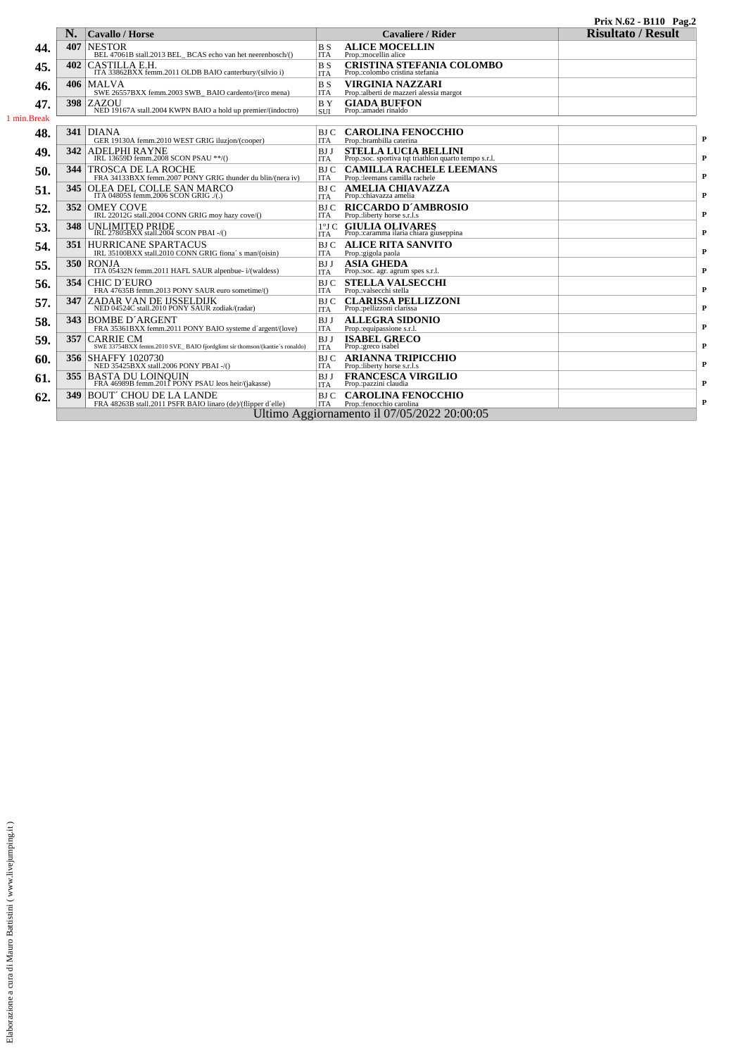**Prix N.62 - B110**

| | N. | Cavallo / Horse | | Cavaliere / Rider | Risultato / Result | |
|---|---|---|---|---|---|---|
| 44. | 407 | NESTOR<br>BEL 47061B stall.2013 BEL_ BCAS echo van het neerenbosch/() | B S<br>ITA | **ALICE MOCELLIN**<br>Prop.:mocellin alice | | |
| 45. | 402 | CASTILLA E.H.<br>ITA 33862BXX femm.2011 OLDB BAIO canterbury/(silvio i) | B S<br>ITA | **CRISTINA STEFANIA COLOMBO**<br>Prop.:colombo cristina stefania | | |
| 46. | 406 | MALVA<br>SWE 26557BXX femm.2003 SWB_ BAIO cardento/(irco mena) | B S<br>ITA | **VIRGINIA NAZZARI**<br>Prop.:alberti de mazzeri alessia margot | | |
| 47. | 398 | ZAZOU<br>NED 19167A stall.2004 KWPN BAIO a hold up premier/(indoctro) | B Y<br>SUI | **GIADA BUFFON**<br>Prop.:amadei rinaldo | | |
| 1 min.Break | | | | | | |
| 48. | 341 | DIANA<br>GER 19130A femm.2010 WEST GRIG iluzjon/(cooper) | BJ C<br>ITA | **CAROLINA FENOCCHIO**<br>Prop.:brambilla caterina | | P |
| 49. | 342 | ADELPHI RAYNE<br>IRL 13659D femm.2008 SCON PSAU **/() | BJ J<br>ITA | **STELLA LUCIA BELLINI**<br>Prop.:soc. sportiva tqt triathlon quarto tempo s.r.l. | | P |
| 50. | 344 | TROSCA DE LA ROCHE<br>FRA 34133BXX femm.2007 PONY GRIG thunder du blin/(nera iv) | BJ C<br>ITA | **CAMILLA RACHELE LEEMANS**<br>Prop.:leemans camilla rachele | | P |
| 51. | 345 | OLEA DEL COLLE SAN MARCO<br>ITA 04805S femm.2006 SCON GRIG ./(.) | BJ C<br>ITA | **AMELIA CHIAVAZZA**<br>Prop.:chiavazza amelia | | P |
| 52. | 352 | OMEY COVE<br>IRL 22012G stall.2004 CONN GRIG moy hazy cove/() | BJ C<br>ITA | **RICCARDO D´AMBROSIO**<br>Prop.:liberty horse s.r.l.s | | P |
| 53. | 348 | UNLIMITED PRIDE<br>IRL 27805BXX stall.2004 SCON PBAI -/() | 1°J C<br>ITA | **GIULIA OLIVARES**<br>Prop.:caramma ilaria chiara giuseppina | | P |
| 54. | 351 | HURRICANE SPARTACUS<br>IRL 35100BXX stall.2010 CONN GRIG fiona´ s man/(oisin) | BJ C<br>ITA | **ALICE RITA SANVITO**<br>Prop.:gigola paola | | P |
| 55. | 350 | RONJA<br>ITA 05432N femm.2011 HAFL SAUR alpenbue- i/(waldess) | BJ J<br>ITA | **ASIA GHEDA**<br>Prop.:soc. agr. agrum spes s.r.l. | | P |
| 56. | 354 | CHIC D´EURO<br>FRA 47635B femm.2013 PONY SAUR euro sometime/() | BJ C<br>ITA | **STELLA VALSECCHI**<br>Prop.:valsecchi stella | | P |
| 57. | 347 | ZADAR VAN DE IJSSELDIJK<br>NED 04524C stall.2010 PONY SAUR zodiak/(radar) | BJ C<br>ITA | **CLARISSA PELLIZZONI**<br>Prop.:pellizzoni clarissa | | P |
| 58. | 343 | BOMBE D´ARGENT<br>FRA 35361BXX femm.2011 PONY BAIO systeme d´argent/(love) | BJ J<br>ITA | **ALLEGRA SIDONIO**<br>Prop.:equipassione s.r.l. | | P |
| 59. | 357 | CARRIE CM<br>SWE 33754BXX femm.2010 SVE_ BAIO fjordglimt sir thomson/(kantie´s ronaldo) | BJ J<br>ITA | **ISABEL GRECO**<br>Prop.:greco isabel | | P |
| 60. | 356 | SHAFFY 1020730<br>NED 35425BXX stall.2006 PONY PBAI -/() | BJ C<br>ITA | **ARIANNA TRIPICCHIO**<br>Prop.:liberty horse s.r.l.s | | P |
| 61. | 355 | BASTA DU LOINQUIN<br>FRA 46989B femm.2011 PONY PSAU leos heir/(jakasse) | BJ J<br>ITA | **FRANCESCA VIRGILIO**<br>Prop.:pazzini claudia | | P |
| 62. | 349 | BOUT´ CHOU DE LA LANDE<br>FRA 48263B stall.2011 PSFR BAIO linaro (de)/(flipper d´elle) | BJ C<br>ITA | **CAROLINA FENOCCHIO**<br>Prop.:fenocchio carolina | | P |

Ultimo Aggiornamento il 07/05/2022 20:00:05

Elaborazione a cura di Mauro Battistini ( www.livejumping.it )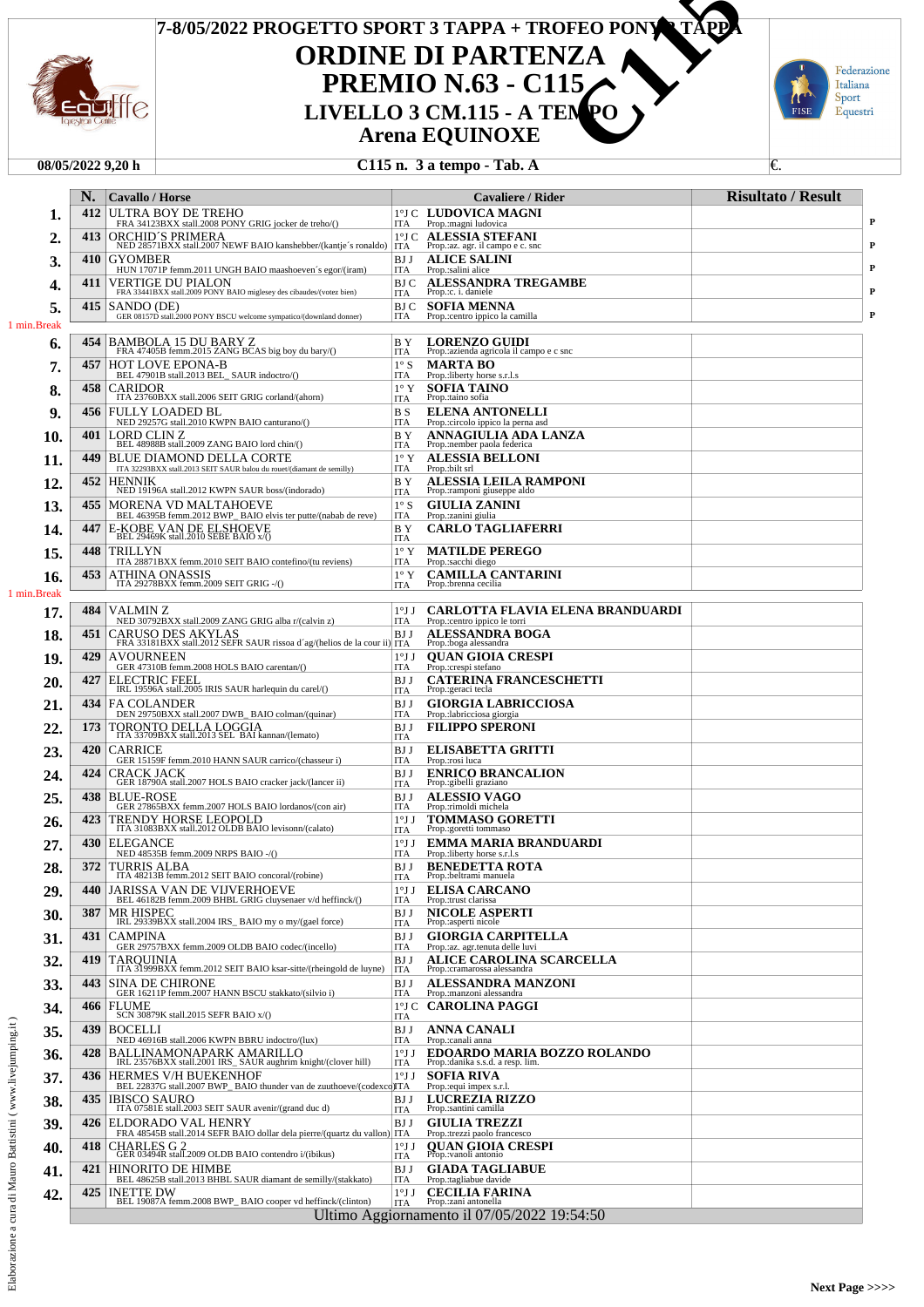# 7-8/05/2022 PROGETTO SPORT 3 TAPPA + TROFEO PONY 3 TAPPA

# ORDINE DI PARTENZA

# PREMIO N.63 - C115

## LIVELLO 3 CM.115 - A TEMPO

## Arena EQUINOXE

C115

**08/05/2022 9,20 h** — **C115 n. 3 a tempo - Tab. A** — €.

| | N. | Cavallo / Horse | Cavaliere / Rider | Risultato / Result |
|---|---|---|---|---|
| 1. | 412 | ULTRA BOY DE TREHO<br>FRA 34123BXX stall.2008 PONY GRIG jocker de treho/() | 1°J C ITA **LUDOVICA MAGNI**<br>Prop.:magni ludovica | P |
| 2. | 413 | ORCHID´S PRIMERA<br>NED 28571BXX stall.2007 NEWF BAIO kanshebber/(kantje´s ronaldo) | 1°J C ITA **ALESSIA STEFANI**<br>Prop.:az. agr. il campo e c. snc | P |
| 3. | 410 | GYOMBER<br>HUN 17071P femm.2011 UNGH BAIO maashoeven´s egor/(iram) | BJ J ITA **ALICE SALINI**<br>Prop.:salini alice | P |
| 4. | 411 | VERTIGE DU PIALON<br>FRA 33441BXX stall.2009 PONY BAIO miglesey des cibaudes/(votez bien) | BJ C ITA **ALESSANDRA TREGAMBE**<br>Prop.:c. i. daniele | P |
| 5. | 415 | SANDO (DE)<br>GER 08157D stall.2000 PONY BSCU welcome sympatico/(downland donner) | BJ C ITA **SOFIA MENNA**<br>Prop.:centro ippico la camilla | P |
| 1 min.Break | | | | |
| 6. | 454 | BAMBOLA 15 DU BARY Z<br>FRA 47405B femm.2015 ZANG BCAS big boy du bary/() | B Y ITA **LORENZO GUIDI**<br>Prop.:azienda agricola il campo e c snc | |
| 7. | 457 | HOT LOVE EPONA-B<br>BEL 47901B stall.2013 BEL_ SAUR indoctro/() | 1° S ITA **MARTA BO**<br>Prop.:liberty horse s.r.l.s | |
| 8. | 458 | CARIDOR<br>ITA 23760BXX stall.2006 SEIT GRIG corland/(ahorn) | 1° Y ITA **SOFIA TAINO**<br>Prop.:taino sofia | |
| 9. | 456 | FULLY LOADED BL<br>NED 29257G stall.2010 KWPN BAIO canturano/() | B S ITA **ELENA ANTONELLI**<br>Prop.:circolo ippico la perna asd | |
| 10. | 401 | LORD CLIN Z<br>BEL 48988B stall.2009 ZANG BAIO lord chin/() | B Y ITA **ANNAGIULIA ADA LANZA**<br>Prop.:nember paola federica | |
| 11. | 449 | BLUE DIAMOND DELLA CORTE<br>ITA 32293BXX stall.2013 SEIT SAUR balou du rouet/(diamant de semilly) | 1° Y ITA **ALESSIA BELLONI**<br>Prop.:bilt srl | |
| 12. | 452 | HENNIK<br>NED 19196A stall.2012 KWPN SAUR boss/(indorado) | B Y ITA **ALESSIA LEILA RAMPONI**<br>Prop.:ramponi giuseppe aldo | |
| 13. | 455 | MORENA VD MALTAHOEVE<br>BEL 46395B femm.2012 BWP_ BAIO elvis ter putte/(nabab de reve) | 1° S ITA **GIULIA ZANINI**<br>Prop.:zanini giulia | |
| 14. | 447 | E-KOBE VAN DE ELSHOEVE<br>BEL 29469K stall.2010 SEBE BAIO x/() | B Y ITA **CARLO TAGLIAFERRI** | |
| 15. | 448 | TRILLYN<br>ITA 28871BXX femm.2010 SEIT BAIO contefino/(tu reviens) | 1° Y ITA **MATILDE PEREGO**<br>Prop.:sacchi diego | |
| 16. | 453 | ATHINA ONASSIS<br>ITA 29278BXX femm.2009 SEIT GRIG -/() | 1° Y ITA **CAMILLA CANTARINI**<br>Prop.:brenna cecilia | |
| 1 min.Break | | | | |
| 17. | 484 | VALMIN Z<br>NED 30792BXX stall.2009 ZANG GRIG alba r/(calvin z) | 1°J J ITA **CARLOTTA FLAVIA ELENA BRANDUARDI**<br>Prop.:centro ippico le torri | |
| 18. | 451 | CARUSO DES AKYLAS<br>FRA 33181BXX stall.2012 SEFR SAUR rissoa d´ag/(helios de la cour ii) | BJ J ITA **ALESSANDRA BOGA**<br>Prop.:boga alessandra | |
| 19. | 429 | AVOURNEEN<br>GER 47310B femm.2008 HOLS BAIO carentan/() | 1°J J ITA **QUAN GIOIA CRESPI**<br>Prop.:crespi stefano | |
| 20. | 427 | ELECTRIC FEEL<br>IRL 19596A stall.2005 IRIS SAUR harlequin du carel/() | BJ J ITA **CATERINA FRANCESCHETTI**<br>Prop.:geraci tecla | |
| 21. | 434 | FA COLANDER<br>DEN 29750BXX stall.2007 DWB_ BAIO colman/(quinar) | BJ J ITA **GIORGIA LABRICCIOSA**<br>Prop.:labricciosa giorgia | |
| 22. | 173 | TORONTO DELLA LOGGIA<br>ITA 33709BXX stall.2013 SEL_ BAI kannan/(lemato) | BJ J ITA **FILIPPO SPERONI** | |
| 23. | 420 | CARRICE<br>GER 15159F femm.2010 HANN SAUR carrico/(chasseur i) | BJ J ITA **ELISABETTA GRITTI**<br>Prop.:rosi luca | |
| 24. | 424 | CRACK JACK<br>GER 18790A stall.2007 HOLS BAIO cracker jack/(lancer ii) | BJ J ITA **ENRICO BRANCALION**<br>Prop.:gibelli graziano | |
| 25. | 438 | BLUE-ROSE<br>GER 27865BXX femm.2007 HOLS BAIO lordanos/(con air) | BJ J ITA **ALESSIO VAGO**<br>Prop.:rimoldi michela | |
| 26. | 423 | TRENDY HORSE LEOPOLD<br>ITA 31083BXX stall.2012 OLDB BAIO levisonn/(calato) | 1°J J ITA **TOMMASO GORETTI**<br>Prop.:goretti tommaso | |
| 27. | 430 | ELEGANCE<br>NED 48535B femm.2009 NRPS BAIO -/() | 1°J J ITA **EMMA MARIA BRANDUARDI**<br>Prop.:liberty horse s.r.l.s | |
| 28. | 372 | TURRIS ALBA<br>ITA 48213B femm.2012 SEIT BAIO concoral/(robine) | BJ J ITA **BENEDETTA ROTA**<br>Prop.:beltrami manuela | |
| 29. | 440 | JARISSA VAN DE VIJVERHOEVE<br>BEL 46182B femm.2009 BHBL GRIG cluysenaer v/d heffinck/() | 1°J J ITA **ELISA CARCANO**<br>Prop.:trust clarissa | |
| 30. | 387 | MR HISPEC<br>IRL 29339BXX stall.2004 IRS_ BAIO my o my/(gael force) | BJ J ITA **NICOLE ASPERTI**<br>Prop.:asperti nicole | |
| 31. | 431 | CAMPINA<br>GER 29757BXX femm.2009 OLDB BAIO codec/(incello) | BJ J ITA **GIORGIA CAPITELLA**<br>Prop.:az. agr.tenuta delle luvi | |
| 32. | 419 | TARQUINIA<br>ITA 31999BXX femm.2012 SEIT BAIO ksar-sitte/(rheingold de luyne) | BJ J ITA **ALICE CAROLINA SCARCELLA**<br>Prop.:cramarossa alessandra | |
| 33. | 443 | SINA DE CHIRONE<br>GER 16211P femm.2007 HANN BSCU stakkato/(silvio i) | BJ J ITA **ALESSANDRA MANZONI**<br>Prop.:manzoni alessandra | |
| 34. | 466 | FLUME<br>SCN 30879K stall.2015 SEFR BAIO x/() | 1°J C ITA **CAROLINA PAGGI** | |
| 35. | 439 | BOCELLI<br>NED 46916B stall.2006 KWPN BBRU indoctro/(lux) | BJ J ITA **ANNA CANALI**<br>Prop.:canali anna | |
| 36. | 428 | BALLINAMONAPARK AMARILLO<br>IRL 23576BXX stall.2001 IRS_ SAUR aughrim knight/(clover hill) | 1°J J ITA **EDOARDO MARIA BOZZO ROLANDO**<br>Prop.:danika s.s.d. a resp. lim. | |
| 37. | 436 | HERMES V/H BUEKENHOF<br>BEL 22837G stall.2007 BWP_ BAIO thunder van de zuuthoeve/(codexco) | 1°J J ITA **SOFIA RIVA**<br>Prop.:equi impex s.r.l. | |
| 38. | 435 | IBISCO SAURO<br>ITA 07581E stall.2003 SEIT SAUR avenir/(grand duc d) | BJ J ITA **LUCREZIA RIZZO**<br>Prop.:santini camilla | |
| 39. | 426 | ELDORADO VAL HENRY<br>FRA 48545B stall.2014 SEFR BAIO dollar dela pierre/(quartz du vallon) | BJ J ITA **GIULIA TREZZI**<br>Prop.:trezzi paolo francesco | |
| 40. | 418 | CHARLES G 2<br>GER 03494R stall.2009 OLDB BAIO contendro i/(ibikus) | 1°J J ITA **QUAN GIOIA CRESPI**<br>Prop.:vanoli antonio | |
| 41. | 421 | HINORITO DE HIMBE<br>BEL 48625B stall.2013 BHBL SAUR diamant de semilly/(stakkato) | BJ J ITA **GIADA TAGLIABUE**<br>Prop.:tagliabue davide | |
| 42. | 425 | INETTE DW<br>BEL 19087A femm.2008 BWP_ BAIO cooper vd heffinck/(clinton) | 1°J J ITA **CECILIA FARINA**<br>Prop.:zani antonella | |

Ultimo Aggiornamento il 07/05/2022 19:54:50

Elaborazione a cura di Mauro Battistini ( www.livejumping.it )

Next Page >>>>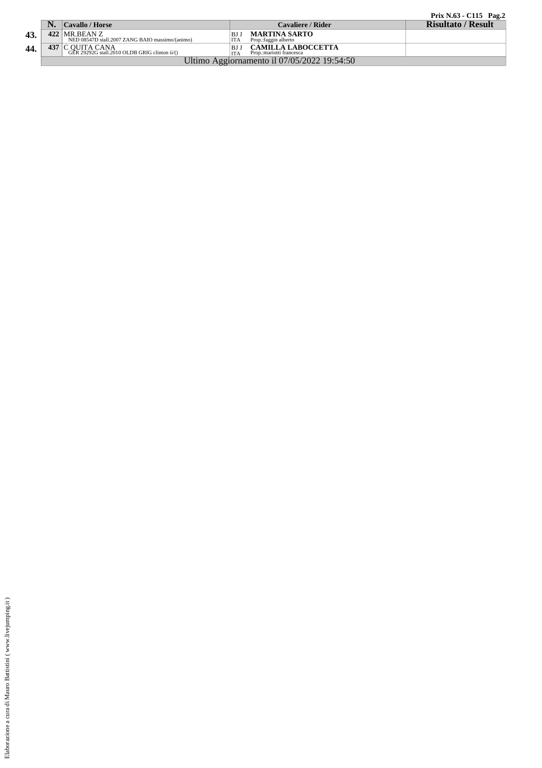**Prix N.63 - C115**

| | N. | Cavallo / Horse | | Cavaliere / Rider | Risultato / Result |
|---|---|---|---|---|---|
| **43.** | **422** | MR.BEAN Z<br>NED 08547D stall.2007 ZANG BAIO massimo/(animo) | BJ J<br>ITA | **MARTINA SARTO**<br>Prop.:faggin alberto | |
| **44.** | **437** | C QUITA CANA<br>GER 29292G stall.2010 OLDB GRIG clinton ii/() | BJ J<br>ITA | **CAMILLA LABOCCETTA**<br>Prop.:mariotti francesca | |

Ultimo Aggiornamento il 07/05/2022 19:54:50

Elaborazione a cura di Mauro Battistini ( www.livejumping.it )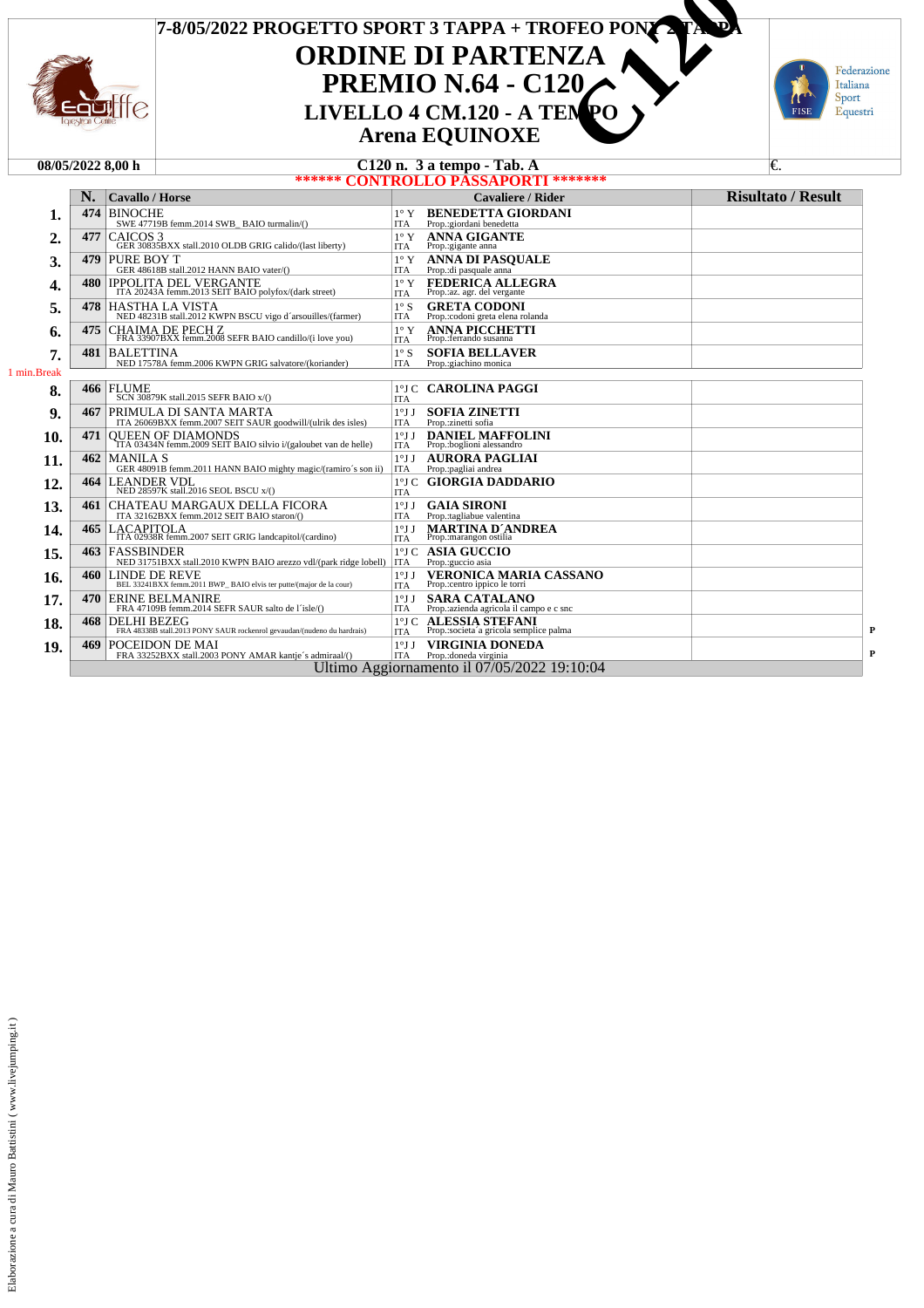# 7-8/05/2022 PROGETTO SPORT 3 TAPPA + TROFEO PONY 2 TAPPA

# ORDINE DI PARTENZA

## PREMIO N.64 - C120

### LIVELLO 4 CM.120 - A TEMPO

### Arena EQUINOXE

C120

**08/05/2022 8,00 h** — C120 n. 3 a tempo - Tab. A — €.

****** CONTROLLO PASSAPORTI *******

| | N. | Cavallo / Horse | | Cavaliere / Rider | Risultato / Result | |
|---|---|---|---|---|---|---|
| 1. | 474 | BINOCHE<br>SWE 47719B femm.2014 SWB_ BAIO turmalin/() | 1° Y<br>ITA | BENEDETTA GIORDANI<br>Prop.:giordani benedetta | | |
| 2. | 477 | CAICOS 3<br>GER 30835BXX stall.2010 OLDB GRIG calido/(last liberty) | 1° Y<br>ITA | ANNA GIGANTE<br>Prop.:gigante anna | | |
| 3. | 479 | PURE BOY T<br>GER 48618B stall.2012 HANN BAIO vater/() | 1° Y<br>ITA | ANNA DI PASQUALE<br>Prop.:di pasquale anna | | |
| 4. | 480 | IPPOLITA DEL VERGANTE<br>ITA 20243A femm.2013 SEIT BAIO polyfox/(dark street) | 1° Y<br>ITA | FEDERICA ALLEGRA<br>Prop.:az. agr. del vergante | | |
| 5. | 478 | HASTHA LA VISTA<br>NED 48231B stall.2012 KWPN BSCU vigo d´arsouilles/(farmer) | 1° S<br>ITA | GRETA CODONI<br>Prop.:codoni greta elena rolanda | | |
| 6. | 475 | CHAIMA DE PECH Z<br>FRA 33907BXX femm.2008 SEFR BAIO candillo/(i love you) | 1° Y<br>ITA | ANNA PICCHETTI<br>Prop.:ferrando susanna | | |
| 7. | 481 | BALETTINA<br>NED 17578A femm.2006 KWPN GRIG salvatore/(koriander) | 1° S<br>ITA | SOFIA BELLAVER<br>Prop.:giachino monica | | |
| 1 min.Break | | | | | | |
| 8. | 466 | FLUME<br>SCN 30879K stall.2015 SEFR BAIO x/() | 1°J C<br>ITA | CAROLINA PAGGI | | |
| 9. | 467 | PRIMULA DI SANTA MARTA<br>ITA 26069BXX femm.2007 SEIT SAUR goodwill/(ulrik des isles) | 1°J J<br>ITA | SOFIA ZINETTI<br>Prop.:zinetti sofia | | |
| 10. | 471 | QUEEN OF DIAMONDS<br>ITA 03434N femm.2009 SEIT BAIO silvio i/(galoubet van de helle) | 1°J J<br>ITA | DANIEL MAFFOLINI<br>Prop.:boglioni alessandro | | |
| 11. | 462 | MANILA S<br>GER 48091B femm.2011 HANN BAIO mighty magic/(ramiro´s son ii) | 1°J J<br>ITA | AURORA PAGLIAI<br>Prop.:pagliai andrea | | |
| 12. | 464 | LEANDER VDL<br>NED 28597K stall.2016 SEOL BSCU x/() | 1°J C<br>ITA | GIORGIA DADDARIO | | |
| 13. | 461 | CHATEAU MARGAUX DELLA FICORA<br>ITA 32162BXX femm.2012 SEIT BAIO staron/() | 1°J J<br>ITA | GAIA SIRONI<br>Prop.:tagliabue valentina | | |
| 14. | 465 | LACAPITOLA<br>ITA 02938R femm.2007 SEIT GRIG landcapitol/(cardino) | 1°J J<br>ITA | MARTINA D´ANDREA<br>Prop.:marangon ostilia | | |
| 15. | 463 | FASSBINDER<br>NED 31751BXX stall.2010 KWPN BAIO arezzo vdl/(park ridge lobell) | 1°J C<br>ITA | ASIA GUCCIO<br>Prop.:guccio asia | | |
| 16. | 460 | LINDE DE REVE<br>BEL 33241BXX femm.2011 BWP_ BAIO elvis ter putte/(major de la cour) | 1°J J<br>ITA | VERONICA MARIA CASSANO<br>Prop.:centro ippico le torri | | |
| 17. | 470 | ERINE BELMANIRE<br>FRA 47109B femm.2014 SEFR SAUR salto de l´isle/() | 1°J J<br>ITA | SARA CATALANO<br>Prop.:azienda agricola il campo e c snc | | |
| 18. | 468 | DELHI BEZEG<br>FRA 48338B stall.2013 PONY SAUR rockenrol gevaudan/(nudeno du hardrais) | 1°J C<br>ITA | ALESSIA STEFANI<br>Prop.:societa´a gricola semplice palma | | P |
| 19. | 469 | POCEIDON DE MAI<br>FRA 33252BXX stall.2003 PONY AMAR kantje´s admiraal/() | 1°J J<br>ITA | VIRGINIA DONEDA<br>Prop.:doneda virginia | | P |

Ultimo Aggiornamento il 07/05/2022 19:10:04

Elaborazione a cura di Mauro Battistini ( www.livejumping.it )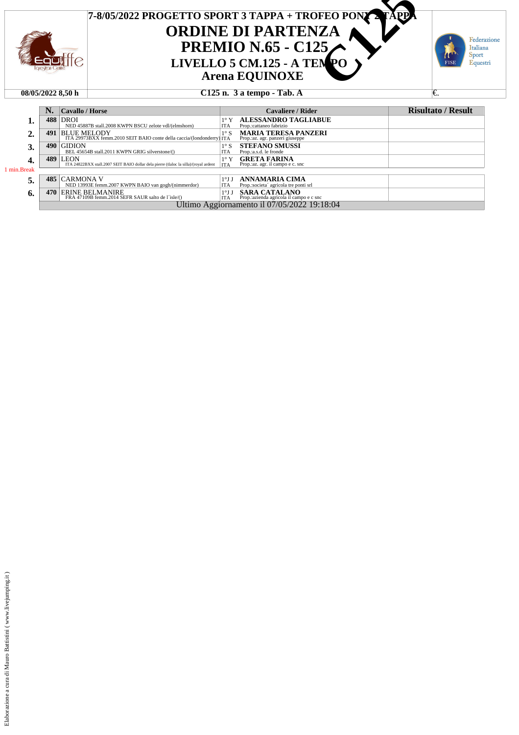# 7-8/05/2022 PROGETTO SPORT 3 TAPPA + TROFEO PONY 2 TAPPA

## ORDINE DI PARTENZA

## PREMIO N.65 - C125

### LIVELLO 5 CM.125 - A TEMPO

### Arena EQUINOXE

C125

**08/05/2022 8,50 h** | **C125 n. 3 a tempo - Tab. A** | €.

| | N. | Cavallo / Horse | Cavaliere / Rider | Risultato / Result |
|---|---|---|---|---|
| **1.** | **488** | DROI<br>NED 45887B stall.2008 KWPN BSCU zelote vdl/(elmshorn) | 1° Y ITA **ALESSANDRO TAGLIABUE**<br>Prop.:cattaneo fabrizio | |
| **2.** | **491** | BLUE MELODY<br>ITA 29973BXX femm.2010 SEIT BAIO conte della caccia/(londonderry) | 1° S ITA **MARIA TERESA PANZERI**<br>Prop.:az. agr. panzeri giuseppe | |
| **3.** | **490** | GIDION<br>BEL 45654B stall.2011 KWPN GRIG silverstone/() | 1° S ITA **STEFANO SMUSSI**<br>Prop.:a.s.d. le fronde | |
| **4.** | **489** | LEON<br>ITA 24822BXX stall.2007 SEIT BAIO dollar dela pierre (tlaloc la silla)/(royal ardent | 1° Y ITA **GRETA FARINA**<br>Prop.:az. agr. il campo e c. snc | |
| 1 min.Break | | | | |
| **5.** | **485** | CARMONA V<br>NED 13993E femm.2007 KWPN BAIO van gogh/(nimmerdor) | 1°J J ITA **ANNAMARIA CIMA**<br>Prop.:societa' agricola tre ponti srl | |
| **6.** | **470** | ERINE BELMANIRE<br>FRA 47109B femm.2014 SEFR SAUR salto de l´isle/() | 1°J J ITA **SARA CATALANO**<br>Prop.:azienda agricola il campo e c snc | |

Ultimo Aggiornamento il 07/05/2022 19:18:04

Elaborazione a cura di Mauro Battistini ( www.livejumping.it )